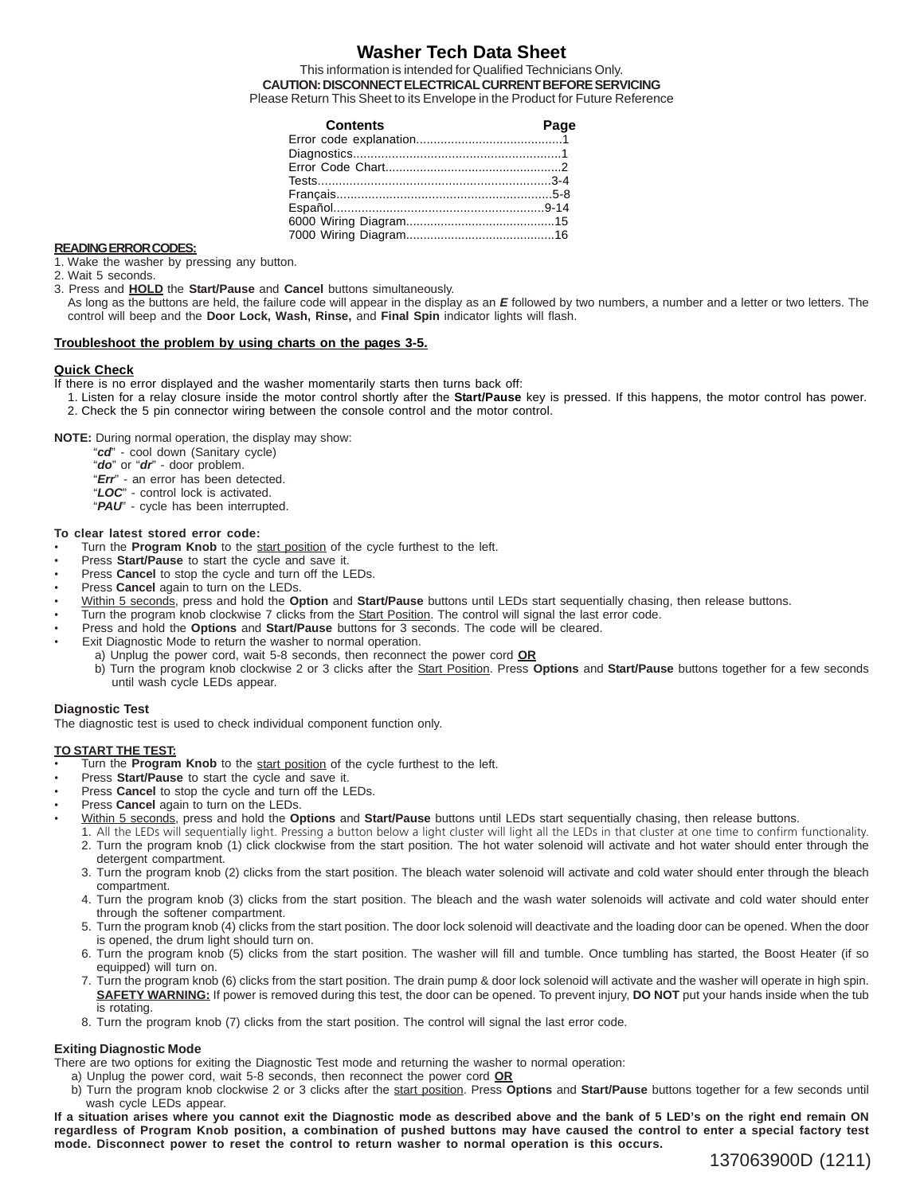# Washer Tech Data Sheet

This information is intended for Qualified Technicians Only.

**CAUTION: DISCONNECT ELECTRICAL CURRENT BEFORE SERVICING**

Please Return This Sheet to its Envelope in the Product for Future Reference

| Contents | Page |
|---|---|
| Error code explanation | 1 |
| Diagnostics | 1 |
| Error Code Chart | 2 |
| Tests | 3-4 |
| Français | 5-8 |
| Español | 9-14 |
| 6000 Wiring Diagram | 15 |
| 7000 Wiring Diagram | 16 |

**READING ERROR CODES:**

1. Wake the washer by pressing any button.
2. Wait 5 seconds.
3. Press and **HOLD** the **Start/Pause** and **Cancel** buttons simultaneously.
   As long as the buttons are held, the failure code will appear in the display as an ***E*** followed by two numbers, a number and a letter or two letters. The control will beep and the **Door Lock, Wash, Rinse,** and **Final Spin** indicator lights will flash.

**Troubleshoot the problem by using charts on the pages 3-5.**

**Quick Check**

If there is no error displayed and the washer momentarily starts then turns back off:

1. Listen for a relay closure inside the motor control shortly after the **Start/Pause** key is pressed. If this happens, the motor control has power.
2. Check the 5 pin connector wiring between the console control and the motor control.

**NOTE:** During normal operation, the display may show:

- "***cd***" - cool down (Sanitary cycle)
- "***do***" or "***dr***" - door problem.
- "***Err***" - an error has been detected.
- "***LOC***" - control lock is activated.
- "***PAU***" - cycle has been interrupted.

**To clear latest stored error code:**

- Turn the **Program Knob** to the start position of the cycle furthest to the left.
- Press **Start/Pause** to start the cycle and save it.
- Press **Cancel** to stop the cycle and turn off the LEDs.
- Press **Cancel** again to turn on the LEDs.
- Within 5 seconds, press and hold the **Option** and **Start/Pause** buttons until LEDs start sequentially chasing, then release buttons.
- Turn the program knob clockwise 7 clicks from the Start Position. The control will signal the last error code.
- Press and hold the **Options** and **Start/Pause** buttons for 3 seconds. The code will be cleared.
- Exit Diagnostic Mode to return the washer to normal operation.
  a) Unplug the power cord, wait 5-8 seconds, then reconnect the power cord **OR**
  b) Turn the program knob clockwise 2 or 3 clicks after the Start Position. Press **Options** and **Start/Pause** buttons together for a few seconds until wash cycle LEDs appear.

**Diagnostic Test**

The diagnostic test is used to check individual component function only.

**TO START THE TEST:**

- Turn the **Program Knob** to the start position of the cycle furthest to the left.
- Press **Start/Pause** to start the cycle and save it.
- Press **Cancel** to stop the cycle and turn off the LEDs.
- Press **Cancel** again to turn on the LEDs.
- Within 5 seconds, press and hold the **Options** and **Start/Pause** buttons until LEDs start sequentially chasing, then release buttons.
  1. All the LEDs will sequentially light. Pressing a button below a light cluster will light all the LEDs in that cluster at one time to confirm functionality.
  2. Turn the program knob (1) click clockwise from the start position. The hot water solenoid will activate and hot water should enter through the detergent compartment.
  3. Turn the program knob (2) clicks from the start position. The bleach water solenoid will activate and cold water should enter through the bleach compartment.
  4. Turn the program knob (3) clicks from the start position. The bleach and the wash water solenoids will activate and cold water should enter through the softener compartment.
  5. Turn the program knob (4) clicks from the start position. The door lock solenoid will deactivate and the loading door can be opened. When the door is opened, the drum light should turn on.
  6. Turn the program knob (5) clicks from the start position. The washer will fill and tumble. Once tumbling has started, the Boost Heater (if so equipped) will turn on.
  7. Turn the program knob (6) clicks from the start position. The drain pump & door lock solenoid will activate and the washer will operate in high spin. **SAFETY WARNING:** If power is removed during this test, the door can be opened. To prevent injury, **DO NOT** put your hands inside when the tub is rotating.
  8. Turn the program knob (7) clicks from the start position. The control will signal the last error code.

**Exiting Diagnostic Mode**

There are two options for exiting the Diagnostic Test mode and returning the washer to normal operation:

a) Unplug the power cord, wait 5-8 seconds, then reconnect the power cord **OR**
b) Turn the program knob clockwise 2 or 3 clicks after the start position. Press **Options** and **Start/Pause** buttons together for a few seconds until wash cycle LEDs appear.

**If a situation arises where you cannot exit the Diagnostic mode as described above and the bank of 5 LED's on the right end remain ON regardless of Program Knob position, a combination of pushed buttons may have caused the control to enter a special factory test mode. Disconnect power to reset the control to return washer to normal operation is this occurs.**

137063900D (1211)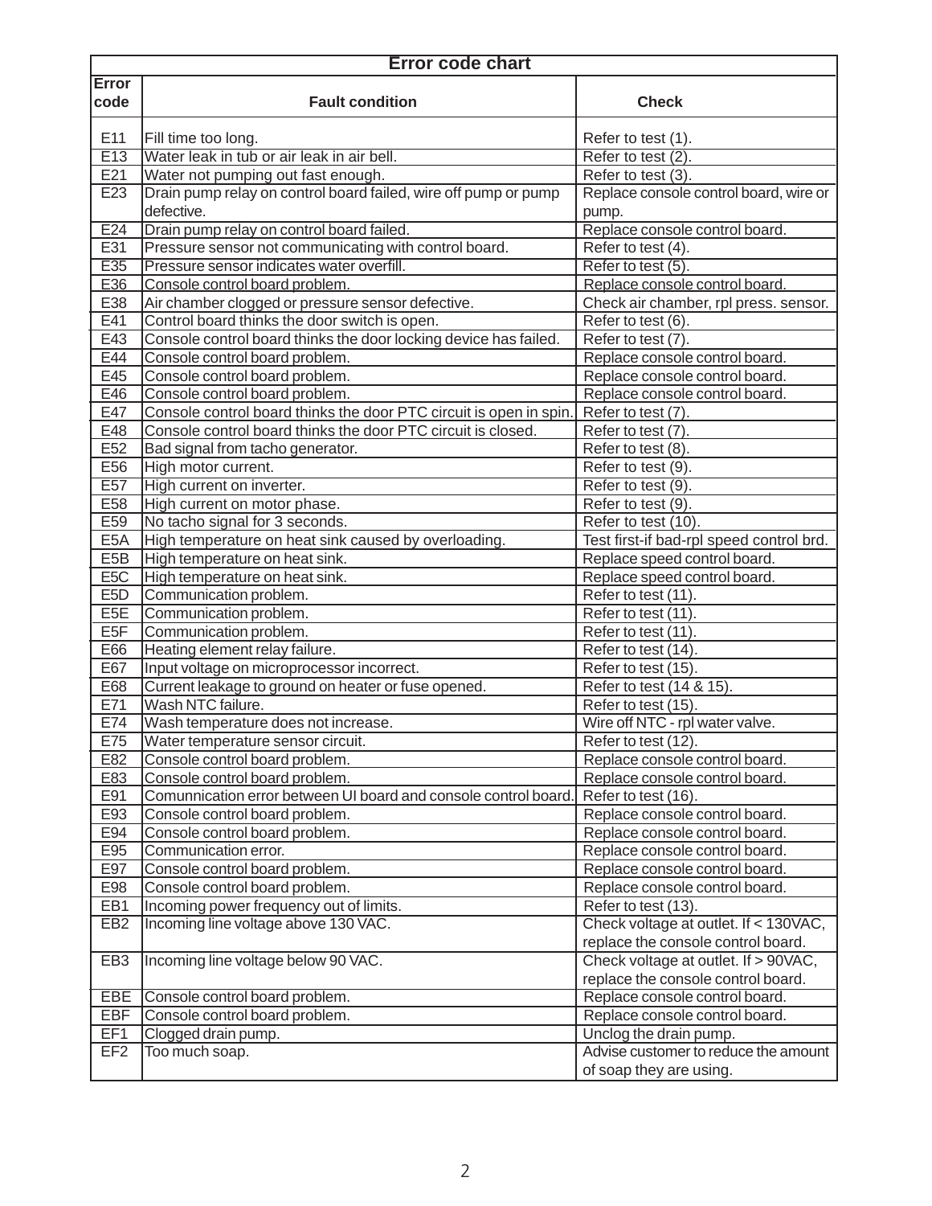## Error code chart

| Error code | Fault condition | Check |
|---|---|---|
| E11 | Fill time too long. | Refer to test (1). |
| E13 | Water leak in tub or air leak in air bell. | Refer to test (2). |
| E21 | Water not pumping out fast enough. | Refer to test (3). |
| E23 | Drain pump relay on control board failed, wire off pump or pump defective. | Replace console control board, wire or pump. |
| E24 | Drain pump relay on control board failed. | Replace console control board. |
| E31 | Pressure sensor not communicating with control board. | Refer to test (4). |
| E35 | Pressure sensor indicates water overfill. | Refer to test (5). |
| E36 | Console control board problem. | Replace console control board. |
| E38 | Air chamber clogged or pressure sensor defective. | Check air chamber, rpl press. sensor. |
| E41 | Control board thinks the door switch is open. | Refer to test (6). |
| E43 | Console control board thinks the door locking device has failed. | Refer to test (7). |
| E44 | Console control board problem. | Replace console control board. |
| E45 | Console control board problem. | Replace console control board. |
| E46 | Console control board problem. | Replace console control board. |
| E47 | Console control board thinks the door PTC circuit is open in spin. | Refer to test (7). |
| E48 | Console control board thinks the door PTC circuit is closed. | Refer to test (7). |
| E52 | Bad signal from tacho generator. | Refer to test (8). |
| E56 | High motor current. | Refer to test (9). |
| E57 | High current on inverter. | Refer to test (9). |
| E58 | High current on motor phase. | Refer to test (9). |
| E59 | No tacho signal for 3 seconds. | Refer to test (10). |
| E5A | High temperature on heat sink caused by overloading. | Test first-if bad-rpl speed control brd. |
| E5B | High temperature on heat sink. | Replace speed control board. |
| E5C | High temperature on heat sink. | Replace speed control board. |
| E5D | Communication problem. | Refer to test (11). |
| E5E | Communication problem. | Refer to test (11). |
| E5F | Communication problem. | Refer to test (11). |
| E66 | Heating element relay failure. | Refer to test (14). |
| E67 | Input voltage on microprocessor incorrect. | Refer to test (15). |
| E68 | Current leakage to ground on heater or fuse opened. | Refer to test (14 & 15). |
| E71 | Wash NTC failure. | Refer to test (15). |
| E74 | Wash temperature does not increase. | Wire off NTC - rpl water valve. |
| E75 | Water temperature sensor circuit. | Refer to test (12). |
| E82 | Console control board problem. | Replace console control board. |
| E83 | Console control board problem. | Replace console control board. |
| E91 | Comunnication error between UI board and console control board. | Refer to test (16). |
| E93 | Console control board problem. | Replace console control board. |
| E94 | Console control board problem. | Replace console control board. |
| E95 | Communication error. | Replace console control board. |
| E97 | Console control board problem. | Replace console control board. |
| E98 | Console control board problem. | Replace console control board. |
| EB1 | Incoming power frequency out of limits. | Refer to test (13). |
| EB2 | Incoming line voltage above 130 VAC. | Check voltage at outlet. If < 130VAC, replace the console control board. |
| EB3 | Incoming line voltage below 90 VAC. | Check voltage at outlet. If > 90VAC, replace the console control board. |
| EBE | Console control board problem. | Replace console control board. |
| EBF | Console control board problem. | Replace console control board. |
| EF1 | Clogged drain pump. | Unclog the drain pump. |
| EF2 | Too much soap. | Advise customer to reduce the amount of soap they are using. |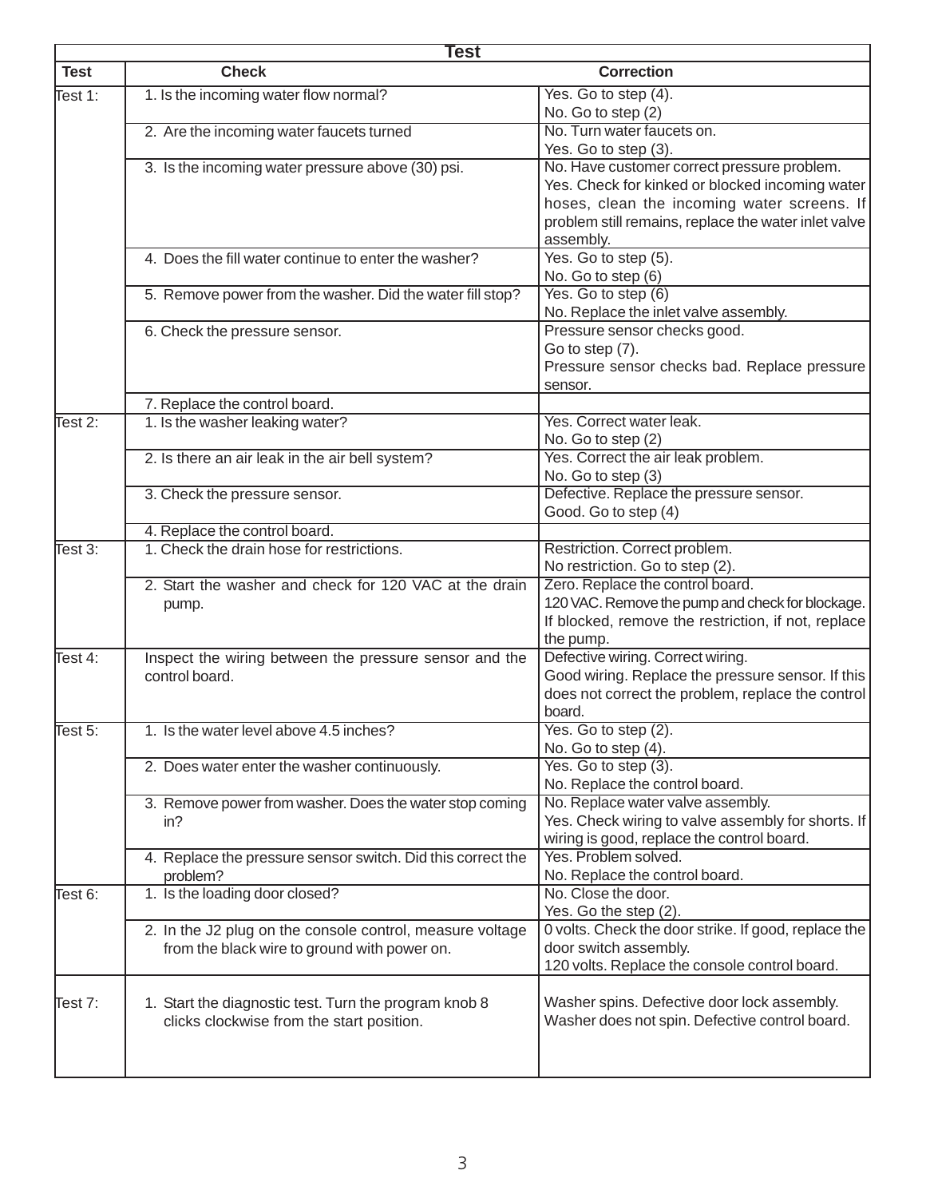| Test | | |
|---|---|---|
| **Test** | **Check** | **Correction** |
| Test 1: | 1. Is the incoming water flow normal? | Yes. Go to step (4).<br>No. Go to step (2) |
| | 2. Are the incoming water faucets turned | No. Turn water faucets on.<br>Yes. Go to step (3). |
| | 3. Is the incoming water pressure above (30) psi. | No. Have customer correct pressure problem.<br>Yes. Check for kinked or blocked incoming water hoses, clean the incoming water screens. If problem still remains, replace the water inlet valve assembly. |
| | 4. Does the fill water continue to enter the washer? | Yes. Go to step (5).<br>No. Go to step (6) |
| | 5. Remove power from the washer. Did the water fill stop? | Yes. Go to step (6)<br>No. Replace the inlet valve assembly. |
| | 6. Check the pressure sensor. | Pressure sensor checks good.<br>Go to step (7).<br>Pressure sensor checks bad. Replace pressure sensor. |
| | 7. Replace the control board. | |
| Test 2: | 1. Is the washer leaking water? | Yes. Correct water leak.<br>No. Go to step (2) |
| | 2. Is there an air leak in the air bell system? | Yes. Correct the air leak problem.<br>No. Go to step (3) |
| | 3. Check the pressure sensor. | Defective. Replace the pressure sensor.<br>Good. Go to step (4) |
| | 4. Replace the control board. | |
| Test 3: | 1. Check the drain hose for restrictions. | Restriction. Correct problem.<br>No restriction. Go to step (2). |
| | 2. Start the washer and check for 120 VAC at the drain pump. | Zero. Replace the control board.<br>120 VAC. Remove the pump and check for blockage. If blocked, remove the restriction, if not, replace the pump. |
| Test 4: | Inspect the wiring between the pressure sensor and the control board. | Defective wiring. Correct wiring.<br>Good wiring. Replace the pressure sensor. If this does not correct the problem, replace the control board. |
| Test 5: | 1. Is the water level above 4.5 inches? | Yes. Go to step (2).<br>No. Go to step (4). |
| | 2. Does water enter the washer continuously. | Yes. Go to step (3).<br>No. Replace the control board. |
| | 3. Remove power from washer. Does the water stop coming in? | No. Replace water valve assembly.<br>Yes. Check wiring to valve assembly for shorts. If wiring is good, replace the control board. |
| | 4. Replace the pressure sensor switch. Did this correct the problem? | Yes. Problem solved.<br>No. Replace the control board. |
| Test 6: | 1. Is the loading door closed? | No. Close the door.<br>Yes. Go the step (2). |
| | 2. In the J2 plug on the console control, measure voltage from the black wire to ground with power on. | 0 volts. Check the door strike. If good, replace the door switch assembly.<br>120 volts. Replace the console control board. |
| Test 7: | 1. Start the diagnostic test. Turn the program knob 8 clicks clockwise from the start position. | Washer spins. Defective door lock assembly.<br>Washer does not spin. Defective control board. |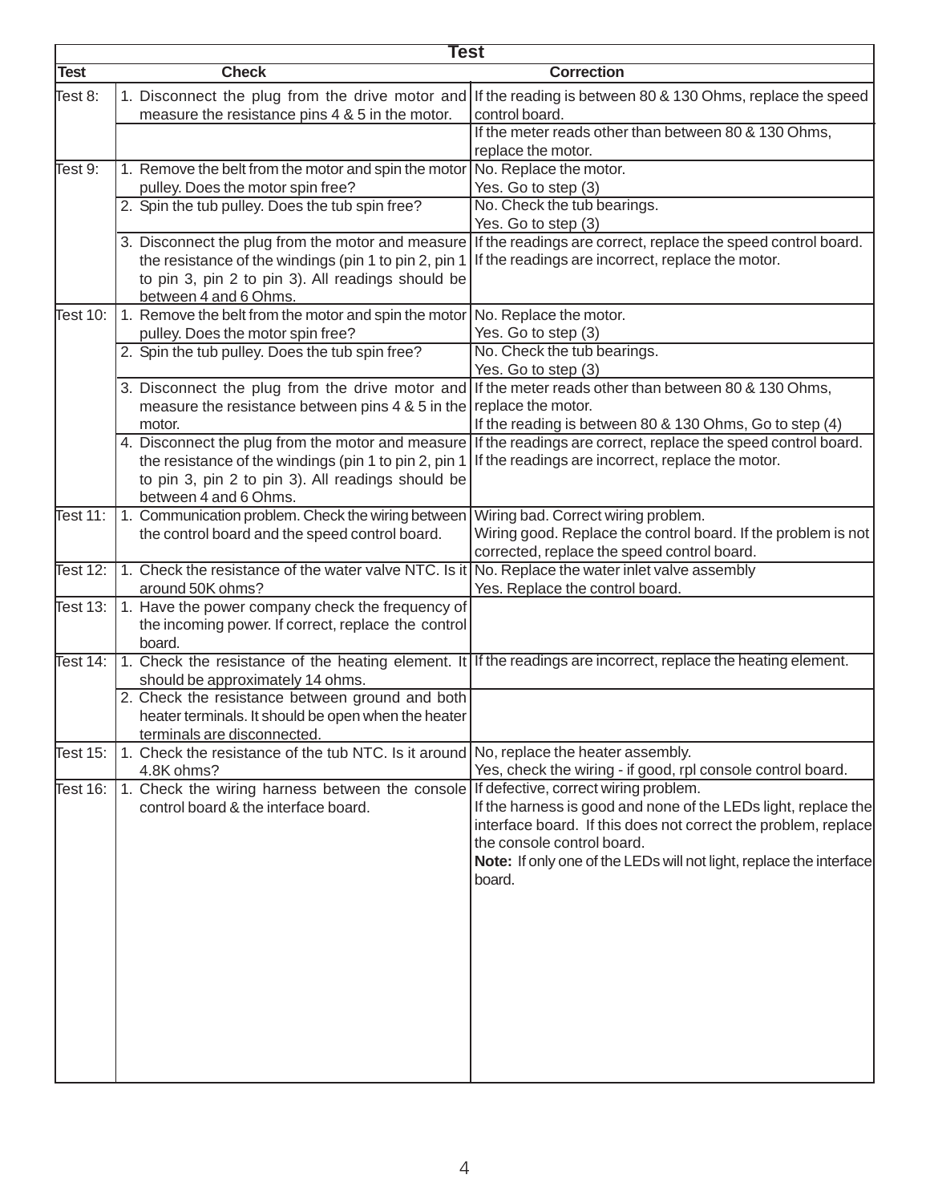| Test | | |
|---|---|---|
| **Test** | **Check** | **Correction** |
| Test 8: | 1. Disconnect the plug from the drive motor and measure the resistance pins 4 & 5 in the motor. | If the reading is between 80 & 130 Ohms, replace the speed control board. |
| | | If the meter reads other than between 80 & 130 Ohms, replace the motor. |
| Test 9: | 1. Remove the belt from the motor and spin the motor pulley. Does the motor spin free? | No. Replace the motor.<br>Yes. Go to step (3) |
| | 2. Spin the tub pulley. Does the tub spin free? | No. Check the tub bearings.<br>Yes. Go to step (3) |
| | 3. Disconnect the plug from the motor and measure the resistance of the windings (pin 1 to pin 2, pin 1 to pin 3, pin 2 to pin 3). All readings should be between 4 and 6 Ohms. | If the readings are correct, replace the speed control board.<br>If the readings are incorrect, replace the motor. |
| Test 10: | 1. Remove the belt from the motor and spin the motor pulley. Does the motor spin free? | No. Replace the motor.<br>Yes. Go to step (3) |
| | 2. Spin the tub pulley. Does the tub spin free? | No. Check the tub bearings.<br>Yes. Go to step (3) |
| | 3. Disconnect the plug from the drive motor and measure the resistance between pins 4 & 5 in the motor. | If the meter reads other than between 80 & 130 Ohms, replace the motor.<br>If the reading is between 80 & 130 Ohms, Go to step (4) |
| | 4. Disconnect the plug from the motor and measure the resistance of the windings (pin 1 to pin 2, pin 1 to pin 3, pin 2 to pin 3). All readings should be between 4 and 6 Ohms. | If the readings are correct, replace the speed control board.<br>If the readings are incorrect, replace the motor. |
| Test 11: | 1. Communication problem. Check the wiring between the control board and the speed control board. | Wiring bad. Correct wiring problem.<br>Wiring good. Replace the control board. If the problem is not corrected, replace the speed control board. |
| Test 12: | 1. Check the resistance of the water valve NTC. Is it around 50K ohms? | No. Replace the water inlet valve assembly<br>Yes. Replace the control board. |
| Test 13: | 1. Have the power company check the frequency of the incoming power. If correct, replace the control board. | |
| Test 14: | 1. Check the resistance of the heating element. It should be approximately 14 ohms. | If the readings are incorrect, replace the heating element. |
| | 2. Check the resistance between ground and both heater terminals. It should be open when the heater terminals are disconnected. | |
| Test 15: | 1. Check the resistance of the tub NTC. Is it around 4.8K ohms? | No, replace the heater assembly.<br>Yes, check the wiring - if good, rpl console control board. |
| Test 16: | 1. Check the wiring harness between the console control board & the interface board. | If defective, correct wiring problem.<br>If the harness is good and none of the LEDs light, replace the interface board. If this does not correct the problem, replace the console control board.<br>**Note:** If only one of the LEDs will not light, replace the interface board. |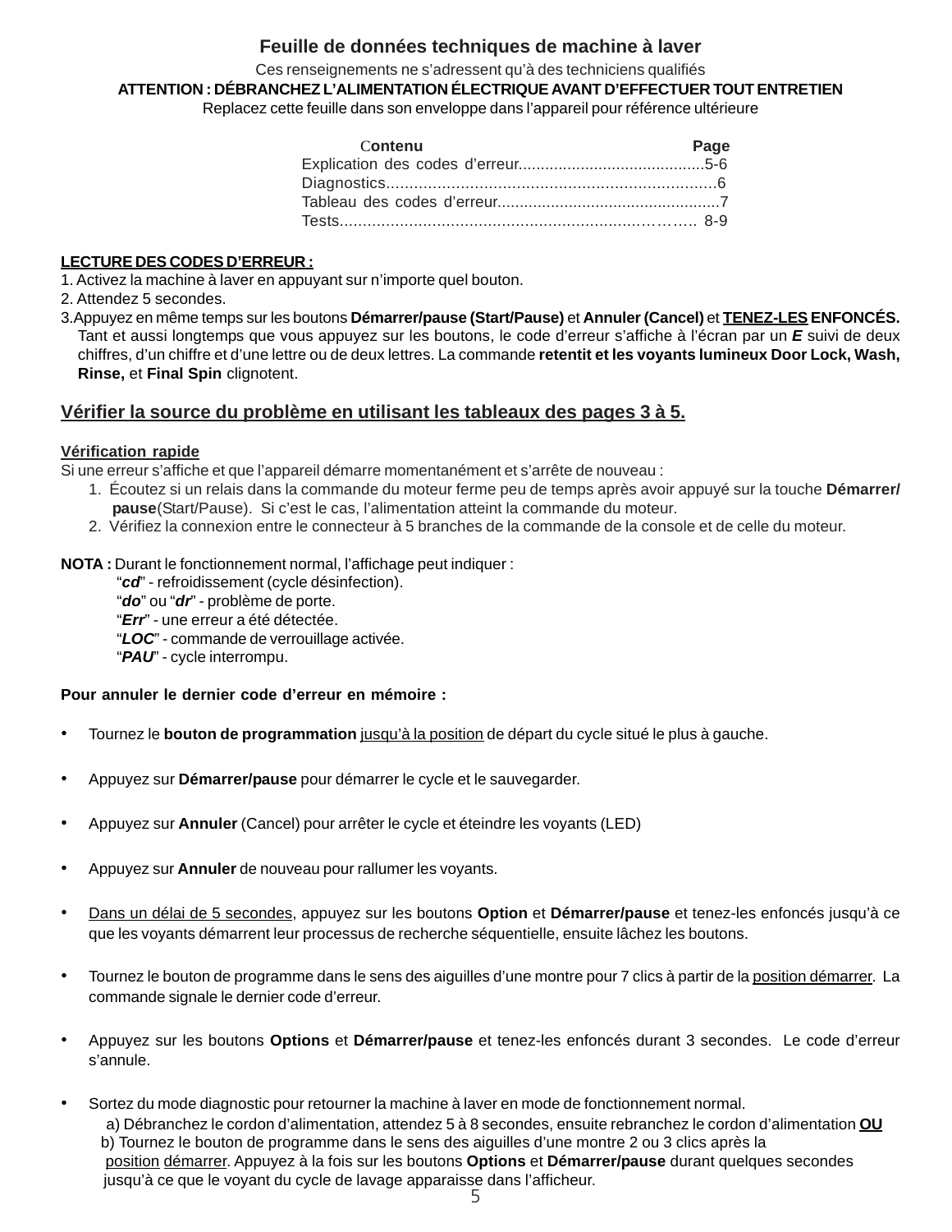# Feuille de données techniques de machine à laver

Ces renseignements ne s'adressent qu'à des techniciens qualifiés

**ATTENTION : DÉBRANCHEZ L'ALIMENTATION ÉLECTRIQUE AVANT D'EFFECTUER TOUT ENTRETIEN**

Replacez cette feuille dans son enveloppe dans l'appareil pour référence ultérieure

| Contenu | Page |
|---|---|
| Explication des codes d'erreur | 5-6 |
| Diagnostics | 6 |
| Tableau des codes d'erreur | 7 |
| Tests | 8-9 |

**LECTURE DES CODES D'ERREUR :**

1. Activez la machine à laver en appuyant sur n'importe quel bouton.
2. Attendez 5 secondes.
3. Appuyez en même temps sur les boutons **Démarrer/pause (Start/Pause)** et **Annuler (Cancel)** et **TENEZ-LES ENFONCÉS.** Tant et aussi longtemps que vous appuyez sur les boutons, le code d'erreur s'affiche à l'écran par un ***E*** suivi de deux chiffres, d'un chiffre et d'une lettre ou de deux lettres. La commande **retentit et les voyants lumineux Door Lock, Wash, Rinse,** et **Final Spin** clignotent.

## Vérifier la source du problème en utilisant les tableaux des pages 3 à 5.

**Vérification rapide**

Si une erreur s'affiche et que l'appareil démarre momentanément et s'arrête de nouveau :

1. Écoutez si un relais dans la commande du moteur ferme peu de temps après avoir appuyé sur la touche **Démarrer/pause**(Start/Pause). Si c'est le cas, l'alimentation atteint la commande du moteur.
2. Vérifiez la connexion entre le connecteur à 5 branches de la commande de la console et de celle du moteur.

**NOTA :** Durant le fonctionnement normal, l'affichage peut indiquer :

"***cd***" - refroidissement (cycle désinfection).
"***do***" ou "***dr***" - problème de porte.
"***Err***" - une erreur a été détectée.
"***LOC***" - commande de verrouillage activée.
"***PAU***" - cycle interrompu.

**Pour annuler le dernier code d'erreur en mémoire :**

- Tournez le **bouton de programmation** jusqu'à la position de départ du cycle situé le plus à gauche.
- Appuyez sur **Démarrer/pause** pour démarrer le cycle et le sauvegarder.
- Appuyez sur **Annuler** (Cancel) pour arrêter le cycle et éteindre les voyants (LED)
- Appuyez sur **Annuler** de nouveau pour rallumer les voyants.
- Dans un délai de 5 secondes, appuyez sur les boutons **Option** et **Démarrer/pause** et tenez-les enfoncés jusqu'à ce que les voyants démarrent leur processus de recherche séquentielle, ensuite lâchez les boutons.
- Tournez le bouton de programme dans le sens des aiguilles d'une montre pour 7 clics à partir de la position démarrer. La commande signale le dernier code d'erreur.
- Appuyez sur les boutons **Options** et **Démarrer/pause** et tenez-les enfoncés durant 3 secondes. Le code d'erreur s'annule.
- Sortez du mode diagnostic pour retourner la machine à laver en mode de fonctionnement normal.
  a) Débranchez le cordon d'alimentation, attendez 5 à 8 secondes, ensuite rebranchez le cordon d'alimentation **OU**
  b) Tournez le bouton de programme dans le sens des aiguilles d'une montre 2 ou 3 clics après la position démarrer. Appuyez à la fois sur les boutons **Options** et **Démarrer/pause** durant quelques secondes jusqu'à ce que le voyant du cycle de lavage apparaisse dans l'afficheur.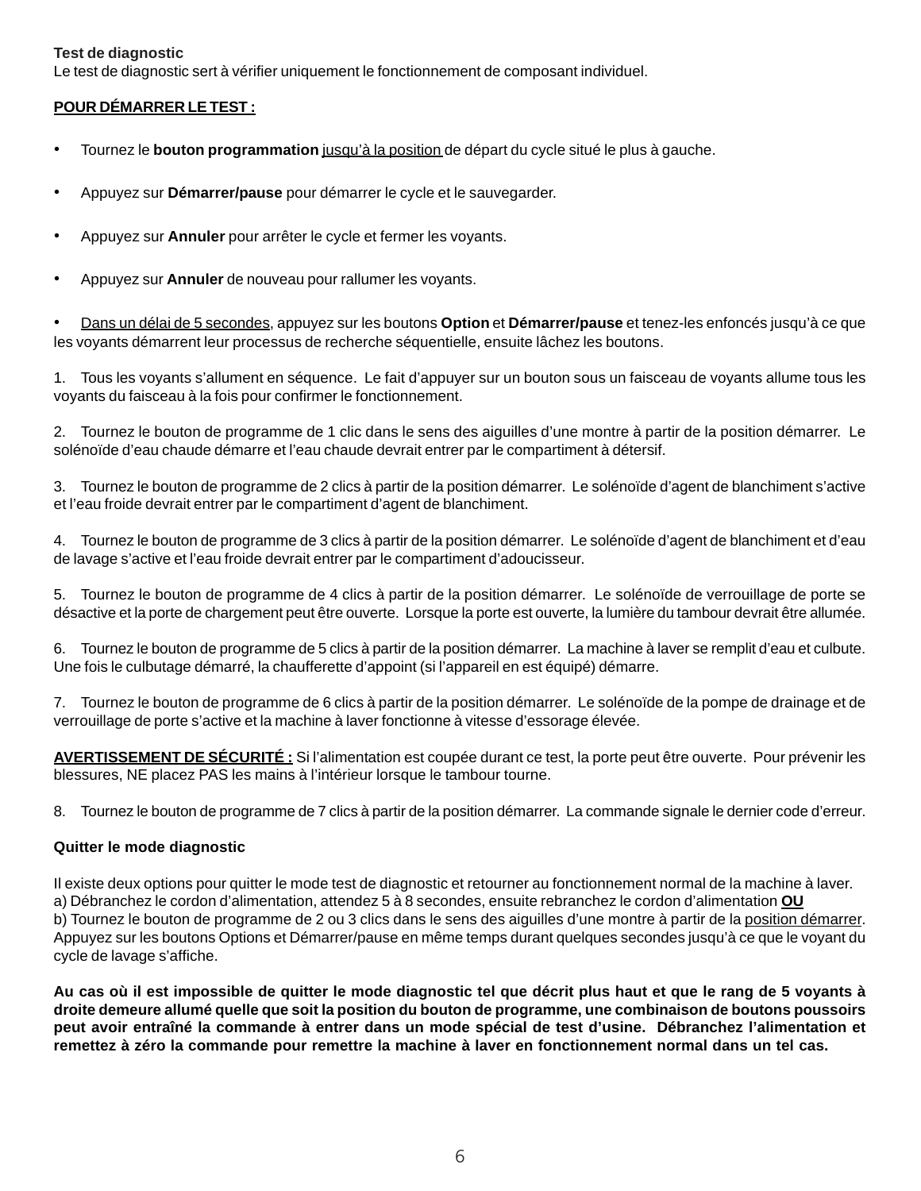**Test de diagnostic**
Le test de diagnostic sert à vérifier uniquement le fonctionnement de composant individuel.

**POUR DÉMARRER LE TEST :**

- Tournez le **bouton programmation** jusqu'à la position de départ du cycle situé le plus à gauche.
- Appuyez sur **Démarrer/pause** pour démarrer le cycle et le sauvegarder.
- Appuyez sur **Annuler** pour arrêter le cycle et fermer les voyants.
- Appuyez sur **Annuler** de nouveau pour rallumer les voyants.
- Dans un délai de 5 secondes, appuyez sur les boutons **Option** et **Démarrer/pause** et tenez-les enfoncés jusqu'à ce que les voyants démarrent leur processus de recherche séquentielle, ensuite lâchez les boutons.

1. Tous les voyants s'allument en séquence. Le fait d'appuyer sur un bouton sous un faisceau de voyants allume tous les voyants du faisceau à la fois pour confirmer le fonctionnement.

2. Tournez le bouton de programme de 1 clic dans le sens des aiguilles d'une montre à partir de la position démarrer. Le solénoïde d'eau chaude démarre et l'eau chaude devrait entrer par le compartiment à détersif.

3. Tournez le bouton de programme de 2 clics à partir de la position démarrer. Le solénoïde d'agent de blanchiment s'active et l'eau froide devrait entrer par le compartiment d'agent de blanchiment.

4. Tournez le bouton de programme de 3 clics à partir de la position démarrer. Le solénoïde d'agent de blanchiment et d'eau de lavage s'active et l'eau froide devrait entrer par le compartiment d'adoucisseur.

5. Tournez le bouton de programme de 4 clics à partir de la position démarrer. Le solénoïde de verrouillage de porte se désactive et la porte de chargement peut être ouverte. Lorsque la porte est ouverte, la lumière du tambour devrait être allumée.

6. Tournez le bouton de programme de 5 clics à partir de la position démarrer. La machine à laver se remplit d'eau et culbute. Une fois le culbutage démarré, la chaufferette d'appoint (si l'appareil en est équipé) démarre.

7. Tournez le bouton de programme de 6 clics à partir de la position démarrer. Le solénoïde de la pompe de drainage et de verrouillage de porte s'active et la machine à laver fonctionne à vitesse d'essorage élevée.

**AVERTISSEMENT DE SÉCURITÉ :** Si l'alimentation est coupée durant ce test, la porte peut être ouverte. Pour prévenir les blessures, NE placez PAS les mains à l'intérieur lorsque le tambour tourne.

8. Tournez le bouton de programme de 7 clics à partir de la position démarrer. La commande signale le dernier code d'erreur.

**Quitter le mode diagnostic**

Il existe deux options pour quitter le mode test de diagnostic et retourner au fonctionnement normal de la machine à laver.
a) Débranchez le cordon d'alimentation, attendez 5 à 8 secondes, ensuite rebranchez le cordon d'alimentation **OU**
b) Tournez le bouton de programme de 2 ou 3 clics dans le sens des aiguilles d'une montre à partir de la position démarrer. Appuyez sur les boutons Options et Démarrer/pause en même temps durant quelques secondes jusqu'à ce que le voyant du cycle de lavage s'affiche.

**Au cas où il est impossible de quitter le mode diagnostic tel que décrit plus haut et que le rang de 5 voyants à droite demeure allumé quelle que soit la position du bouton de programme, une combinaison de boutons poussoirs peut avoir entraîné la commande à entrer dans un mode spécial de test d'usine. Débranchez l'alimentation et remettez à zéro la commande pour remettre la machine à laver en fonctionnement normal dans un tel cas.**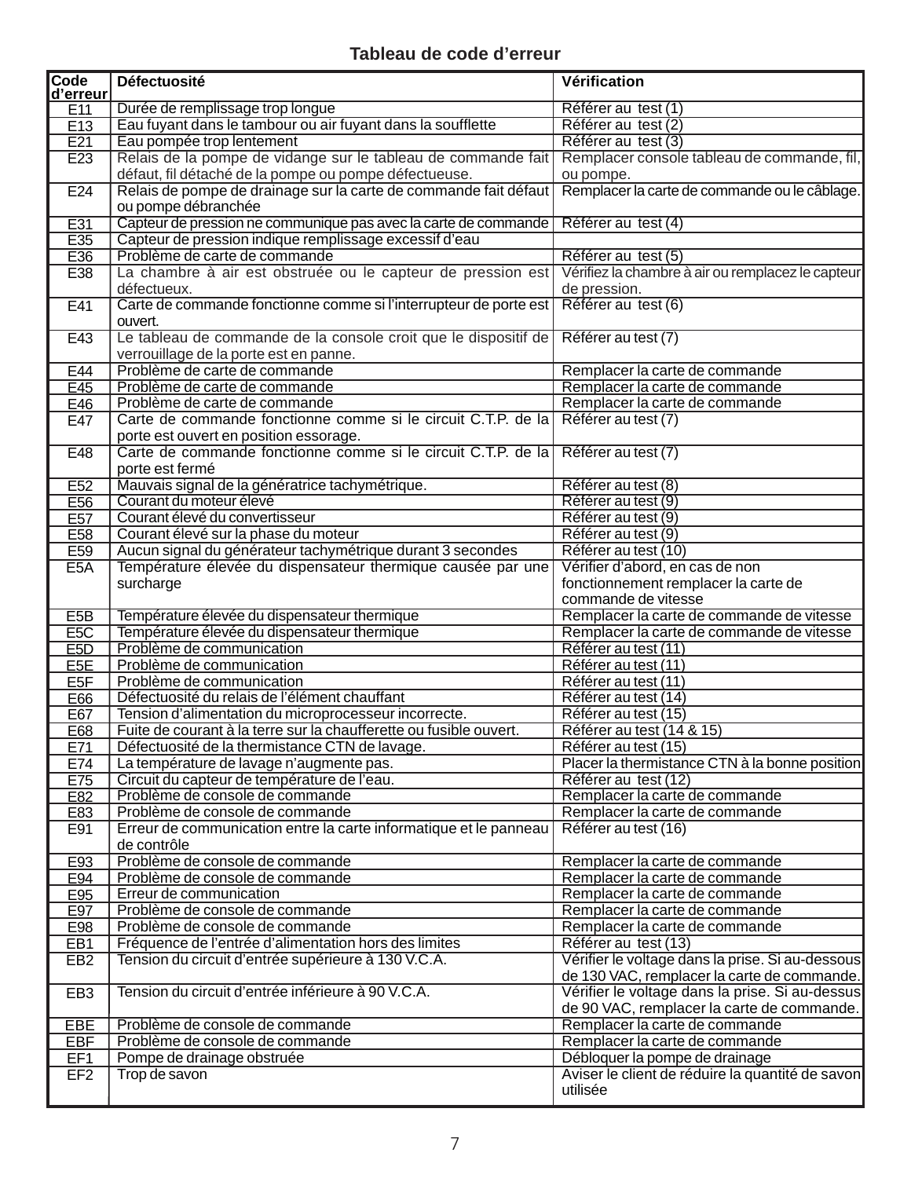## Tableau de code d'erreur

| Code d'erreur | Défectuosité | Vérification |
|---|---|---|
| E11 | Durée de remplissage trop longue | Référer au test (1) |
| E13 | Eau fuyant dans le tambour ou air fuyant dans la soufflette | Référer au test (2) |
| E21 | Eau pompée trop lentement | Référer au test (3) |
| E23 | Relais de la pompe de vidange sur le tableau de commande fait défaut, fil détaché de la pompe ou pompe défectueuse. | Remplacer console tableau de commande, fil, ou pompe. |
| E24 | Relais de pompe de drainage sur la carte de commande fait défaut ou pompe débranchée | Remplacer la carte de commande ou le câblage. |
| E31 | Capteur de pression ne communique pas avec la carte de commande | Référer au test (4) |
| E35 | Capteur de pression indique remplissage excessif d'eau | |
| E36 | Problème de carte de commande | Référer au test (5) |
| E38 | La chambre à air est obstruée ou le capteur de pression est défectueux. | Vérifiez la chambre à air ou remplacez le capteur de pression. |
| E41 | Carte de commande fonctionne comme si l'interrupteur de porte est ouvert. | Référer au test (6) |
| E43 | Le tableau de commande de la console croit que le dispositif de verrouillage de la porte est en panne. | Référer au test (7) |
| E44 | Problème de carte de commande | Remplacer la carte de commande |
| E45 | Problème de carte de commande | Remplacer la carte de commande |
| E46 | Problème de carte de commande | Remplacer la carte de commande |
| E47 | Carte de commande fonctionne comme si le circuit C.T.P. de la porte est ouvert en position essorage. | Référer au test (7) |
| E48 | Carte de commande fonctionne comme si le circuit C.T.P. de la porte est fermé | Référer au test (7) |
| E52 | Mauvais signal de la génératrice tachymétrique. | Référer au test (8) |
| E56 | Courant du moteur élevé | Référer au test (9) |
| E57 | Courant élevé du convertisseur | Référer au test (9) |
| E58 | Courant élevé sur la phase du moteur | Référer au test (9) |
| E59 | Aucun signal du générateur tachymétrique durant 3 secondes | Référer au test (10) |
| E5A | Température élevée du dispensateur thermique causée par une surcharge | Vérifier d'abord, en cas de non fonctionnement remplacer la carte de commande de vitesse |
| E5B | Température élevée du dispensateur thermique | Remplacer la carte de commande de vitesse |
| E5C | Température élevée du dispensateur thermique | Remplacer la carte de commande de vitesse |
| E5D | Problème de communication | Référer au test (11) |
| E5E | Problème de communication | Référer au test (11) |
| E5F | Problème de communication | Référer au test (11) |
| E66 | Défectuosité du relais de l'élément chauffant | Référer au test (14) |
| E67 | Tension d'alimentation du microprocesseur incorrecte. | Référer au test (15) |
| E68 | Fuite de courant à la terre sur la chaufferette ou fusible ouvert. | Référer au test (14 & 15) |
| E71 | Défectuosité de la thermistance CTN de lavage. | Référer au test (15) |
| E74 | La température de lavage n'augmente pas. | Placer la thermistance CTN à la bonne position |
| E75 | Circuit du capteur de température de l'eau. | Référer au test (12) |
| E82 | Problème de console de commande | Remplacer la carte de commande |
| E83 | Problème de console de commande | Remplacer la carte de commande |
| E91 | Erreur de communication entre la carte informatique et le panneau de contrôle | Référer au test (16) |
| E93 | Problème de console de commande | Remplacer la carte de commande |
| E94 | Problème de console de commande | Remplacer la carte de commande |
| E95 | Erreur de communication | Remplacer la carte de commande |
| E97 | Problème de console de commande | Remplacer la carte de commande |
| E98 | Problème de console de commande | Remplacer la carte de commande |
| EB1 | Fréquence de l'entrée d'alimentation hors des limites | Référer au test (13) |
| EB2 | Tension du circuit d'entrée supérieure à 130 V.C.A. | Vérifier le voltage dans la prise. Si au-dessous de 130 VAC, remplacer la carte de commande. |
| EB3 | Tension du circuit d'entrée inférieure à 90 V.C.A. | Vérifier le voltage dans la prise. Si au-dessus de 90 VAC, remplacer la carte de commande. |
| EBE | Problème de console de commande | Remplacer la carte de commande |
| EBF | Problème de console de commande | Remplacer la carte de commande |
| EF1 | Pompe de drainage obstruée | Débloquer la pompe de drainage |
| EF2 | Trop de savon | Aviser le client de réduire la quantité de savon utilisée |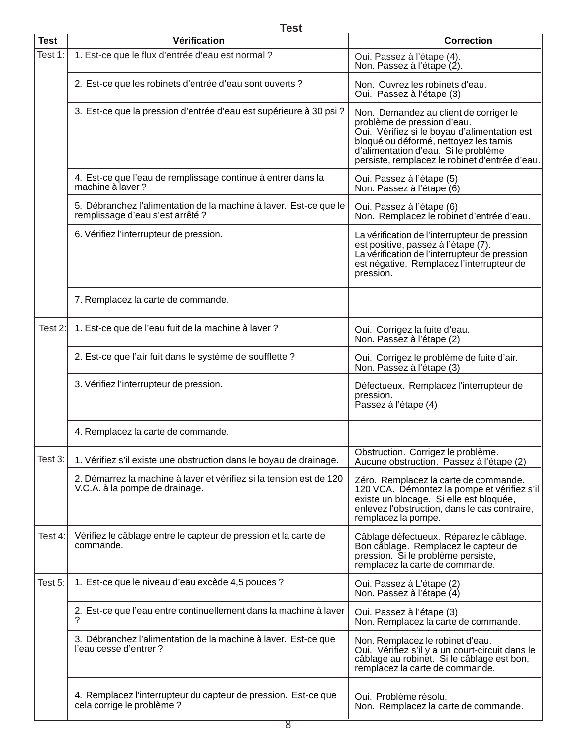# Test

| Test | Vérification | Correction |
|---|---|---|
| Test 1: | 1. Est-ce que le flux d'entrée d'eau est normal ? | Oui. Passez à l'étape (4). Non. Passez à l'étape (2). |
| | 2. Est-ce que les robinets d'entrée d'eau sont ouverts ? | Non. Ouvrez les robinets d'eau. Oui. Passez à l'étape (3) |
| | 3. Est-ce que la pression d'entrée d'eau est supérieure à 30 psi ? | Non. Demandez au client de corriger le problème de pression d'eau. Oui. Vérifiez si le boyau d'alimentation est bloqué ou déformé, nettoyez les tamis d'alimentation d'eau. Si le problème persiste, remplacez le robinet d'entrée d'eau. |
| | 4. Est-ce que l'eau de remplissage continue à entrer dans la machine à laver ? | Oui. Passez à l'étape (5) Non. Passez à l'étape (6) |
| | 5. Débranchez l'alimentation de la machine à laver. Est-ce que le remplissage d'eau s'est arrêté ? | Oui. Passez à l'étape (6) Non. Remplacez le robinet d'entrée d'eau. |
| | 6. Vérifiez l'interrupteur de pression. | La vérification de l'interrupteur de pression est positive, passez à l'étape (7). La vérification de l'interrupteur de pression est négative. Remplacez l'interrupteur de pression. |
| | 7. Remplacez la carte de commande. | |
| Test 2: | 1. Est-ce que de l'eau fuit de la machine à laver ? | Oui. Corrigez la fuite d'eau. Non. Passez à l'étape (2) |
| | 2. Est-ce que l'air fuit dans le système de soufflette ? | Oui. Corrigez le problème de fuite d'air. Non. Passez à l'étape (3) |
| | 3. Vérifiez l'interrupteur de pression. | Défectueux. Remplacez l'interrupteur de pression. Passez à l'étape (4) |
| | 4. Remplacez la carte de commande. | |
| Test 3: | 1. Vérifiez s'il existe une obstruction dans le boyau de drainage. | Obstruction. Corrigez le problème. Aucune obstruction. Passez à l'étape (2) |
| | 2. Démarrez la machine à laver et vérifiez si la tension est de 120 V.C.A. à la pompe de drainage. | Zéro. Remplacez la carte de commande. 120 VCA. Démontez la pompe et vérifiez s'il existe un blocage. Si elle est bloquée, enlevez l'obstruction, dans le cas contraire, remplacez la pompe. |
| Test 4: | Vérifiez le câblage entre le capteur de pression et la carte de commande. | Câblage défectueux. Réparez le câblage. Bon câblage. Remplacez le capteur de pression. Si le problème persiste, remplacez la carte de commande. |
| Test 5: | 1. Est-ce que le niveau d'eau excède 4,5 pouces ? | Oui. Passez à L'étape (2) Non. Passez à l'étape (4) |
| | 2. Est-ce que l'eau entre continuellement dans la machine à laver ? | Oui. Passez à l'étape (3) Non. Remplacez la carte de commande. |
| | 3. Débranchez l'alimentation de la machine à laver. Est-ce que l'eau cesse d'entrer ? | Non. Remplacez le robinet d'eau. Oui. Vérifiez s'il y a un court-circuit dans le câblage au robinet. Si le câblage est bon, remplacez la carte de commande. |
| | 4. Remplacez l'interrupteur du capteur de pression. Est-ce que cela corrige le problème ? | Oui. Problème résolu. Non. Remplacez la carte de commande. |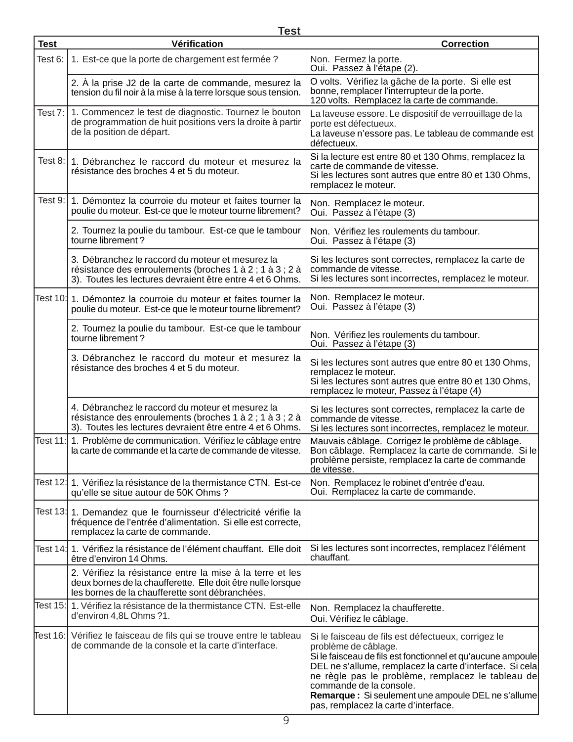# Test

| Test | Vérification | Correction |
|---|---|---|
| Test 6: | 1. Est-ce que la porte de chargement est fermée ? | Non. Fermez la porte.<br>Oui. Passez à l'étape (2). |
| | 2. À la prise J2 de la carte de commande, mesurez la tension du fil noir à la mise à la terre lorsque sous tension. | O volts. Vérifiez la gâche de la porte. Si elle est bonne, remplacer l'interrupteur de la porte.<br>120 volts. Remplacez la carte de commande. |
| Test 7: | 1. Commencez le test de diagnostic. Tournez le bouton de programmation de huit positions vers la droite à partir de la position de départ. | La laveuse essore. Le dispositif de verrouillage de la porte est défectueux.<br>La laveuse n'essore pas. Le tableau de commande est défectueux. |
| Test 8: | 1. Débranchez le raccord du moteur et mesurez la résistance des broches 4 et 5 du moteur. | Si la lecture est entre 80 et 130 Ohms, remplacez la carte de commande de vitesse.<br>Si les lectures sont autres que entre 80 et 130 Ohms, remplacez le moteur. |
| Test 9: | 1. Démontez la courroie du moteur et faites tourner la poulie du moteur. Est-ce que le moteur tourne librement? | Non. Remplacez le moteur.<br>Oui. Passez à l'étape (3) |
| | 2. Tournez la poulie du tambour. Est-ce que le tambour tourne librement ? | Non. Vérifiez les roulements du tambour.<br>Oui. Passez à l'étape (3) |
| | 3. Débranchez le raccord du moteur et mesurez la résistance des enroulements (broches 1 à 2 ; 1 à 3 ; 2 à 3). Toutes les lectures devraient être entre 4 et 6 Ohms. | Si les lectures sont correctes, remplacez la carte de commande de vitesse.<br>Si les lectures sont incorrectes, remplacez le moteur. |
| Test 10: | 1. Démontez la courroie du moteur et faites tourner la poulie du moteur. Est-ce que le moteur tourne librement? | Non. Remplacez le moteur.<br>Oui. Passez à l'étape (3) |
| | 2. Tournez la poulie du tambour. Est-ce que le tambour tourne librement ? | Non. Vérifiez les roulements du tambour.<br>Oui. Passez à l'étape (3) |
| | 3. Débranchez le raccord du moteur et mesurez la résistance des broches 4 et 5 du moteur. | Si les lectures sont autres que entre 80 et 130 Ohms, remplacez le moteur.<br>Si les lectures sont autres que entre 80 et 130 Ohms, remplacez le moteur, Passez à l'étape (4) |
| | 4. Débranchez le raccord du moteur et mesurez la résistance des enroulements (broches 1 à 2 ; 1 à 3 ; 2 à 3). Toutes les lectures devraient être entre 4 et 6 Ohms. | Si les lectures sont correctes, remplacez la carte de commande de vitesse.<br>Si les lectures sont incorrectes, remplacez le moteur. |
| Test 11: | 1. Problème de communication. Vérifiez le câblage entre la carte de commande et la carte de commande de vitesse. | Mauvais câblage. Corrigez le problème de câblage.<br>Bon câblage. Remplacez la carte de commande. Si le problème persiste, remplacez la carte de commande de vitesse. |
| Test 12: | 1. Vérifiez la résistance de la thermistance CTN. Est-ce qu'elle se situe autour de 50K Ohms ? | Non. Remplacez le robinet d'entrée d'eau.<br>Oui. Remplacez la carte de commande. |
| Test 13: | 1. Demandez que le fournisseur d'électricité vérifie la fréquence de l'entrée d'alimentation. Si elle est correcte, remplacez la carte de commande. | |
| Test 14: | 1. Vérifiez la résistance de l'élément chauffant. Elle doit être d'environ 14 Ohms. | Si les lectures sont incorrectes, remplacez l'élément chauffant. |
| | 2. Vérifiez la résistance entre la mise à la terre et les deux bornes de la chaufferette. Elle doit être nulle lorsque les bornes de la chaufferette sont débranchées. | |
| Test 15: | 1. Vérifiez la résistance de la thermistance CTN. Est-elle d'environ 4,8L Ohms ?1. | Non. Remplacez la chaufferette.<br>Oui. Vérifiez le câblage. |
| Test 16: | Vérifiez le faisceau de fils qui se trouve entre le tableau de commande de la console et la carte d'interface. | Si le faisceau de fils est défectueux, corrigez le problème de câblage.<br>Si le faisceau de fils est fonctionnel et qu'aucune ampoule DEL ne s'allume, remplacez la carte d'interface. Si cela ne règle pas le problème, remplacez le tableau de commande de la console.<br>**Remarque :** Si seulement une ampoule DEL ne s'allume pas, remplacez la carte d'interface. |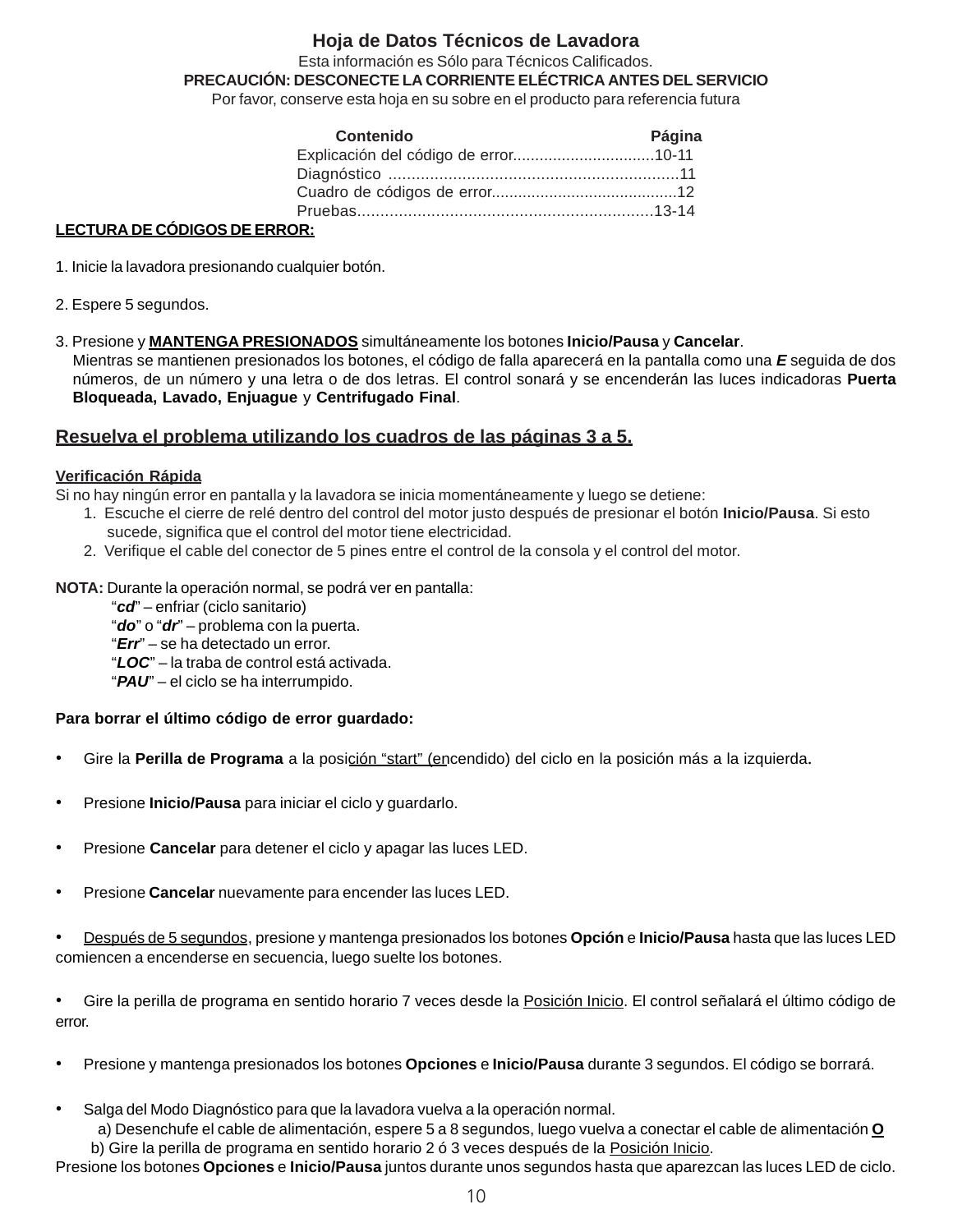# Hoja de Datos Técnicos de Lavadora

Esta información es Sólo para Técnicos Calificados.

**PRECAUCIÓN: DESCONECTE LA CORRIENTE ELÉCTRICA ANTES DEL SERVICIO**

Por favor, conserve esta hoja en su sobre en el producto para referencia futura

| Contenido | Página |
|---|---|
| Explicación del código de error................................ | 10-11 |
| Diagnóstico ............................................................... | 11 |
| Cuadro de códigos de error.......................................... | 12 |
| Pruebas................................................................. | 13-14 |

**LECTURA DE CÓDIGOS DE ERROR:**

1. Inicie la lavadora presionando cualquier botón.

2. Espere 5 segundos.

3. Presione y **MANTENGA PRESIONADOS** simultáneamente los botones **Inicio/Pausa** y **Cancelar**.
   Mientras se mantienen presionados los botones, el código de falla aparecerá en la pantalla como una ***E*** seguida de dos números, de un número y una letra o de dos letras. El control sonará y se encenderán las luces indicadoras **Puerta Bloqueada, Lavado, Enjuague** y **Centrifugado Final**.

**Resuelva el problema utilizando los cuadros de las páginas 3 a 5.**

**Verificación Rápida**

Si no hay ningún error en pantalla y la lavadora se inicia momentáneamente y luego se detiene:

1. Escuche el cierre de relé dentro del control del motor justo después de presionar el botón **Inicio/Pausa**. Si esto sucede, significa que el control del motor tiene electricidad.
2. Verifique el cable del conector de 5 pines entre el control de la consola y el control del motor.

**NOTA:** Durante la operación normal, se podrá ver en pantalla:

"***cd***" – enfriar (ciclo sanitario)
"***do***" o "***dr***" – problema con la puerta.
"***Err***" – se ha detectado un error.
"***LOC***" – la traba de control está activada.
"***PAU***" – el ciclo se ha interrumpido.

**Para borrar el último código de error guardado:**

- Gire la **Perilla de Programa** a la posición "start" (encendido) del ciclo en la posición más a la izquierda.
- Presione **Inicio/Pausa** para iniciar el ciclo y guardarlo.
- Presione **Cancelar** para detener el ciclo y apagar las luces LED.
- Presione **Cancelar** nuevamente para encender las luces LED.
- Después de 5 segundos, presione y mantenga presionados los botones **Opción** e **Inicio/Pausa** hasta que las luces LED comiencen a encenderse en secuencia, luego suelte los botones.
- Gire la perilla de programa en sentido horario 7 veces desde la Posición Inicio. El control señalará el último código de error.
- Presione y mantenga presionados los botones **Opciones** e **Inicio/Pausa** durante 3 segundos. El código se borrará.
- Salga del Modo Diagnóstico para que la lavadora vuelva a la operación normal.
  a) Desenchufe el cable de alimentación, espere 5 a 8 segundos, luego vuelva a conectar el cable de alimentación **O**
  b) Gire la perilla de programa en sentido horario 2 ó 3 veces después de la Posición Inicio.

Presione los botones **Opciones** e **Inicio/Pausa** juntos durante unos segundos hasta que aparezcan las luces LED de ciclo.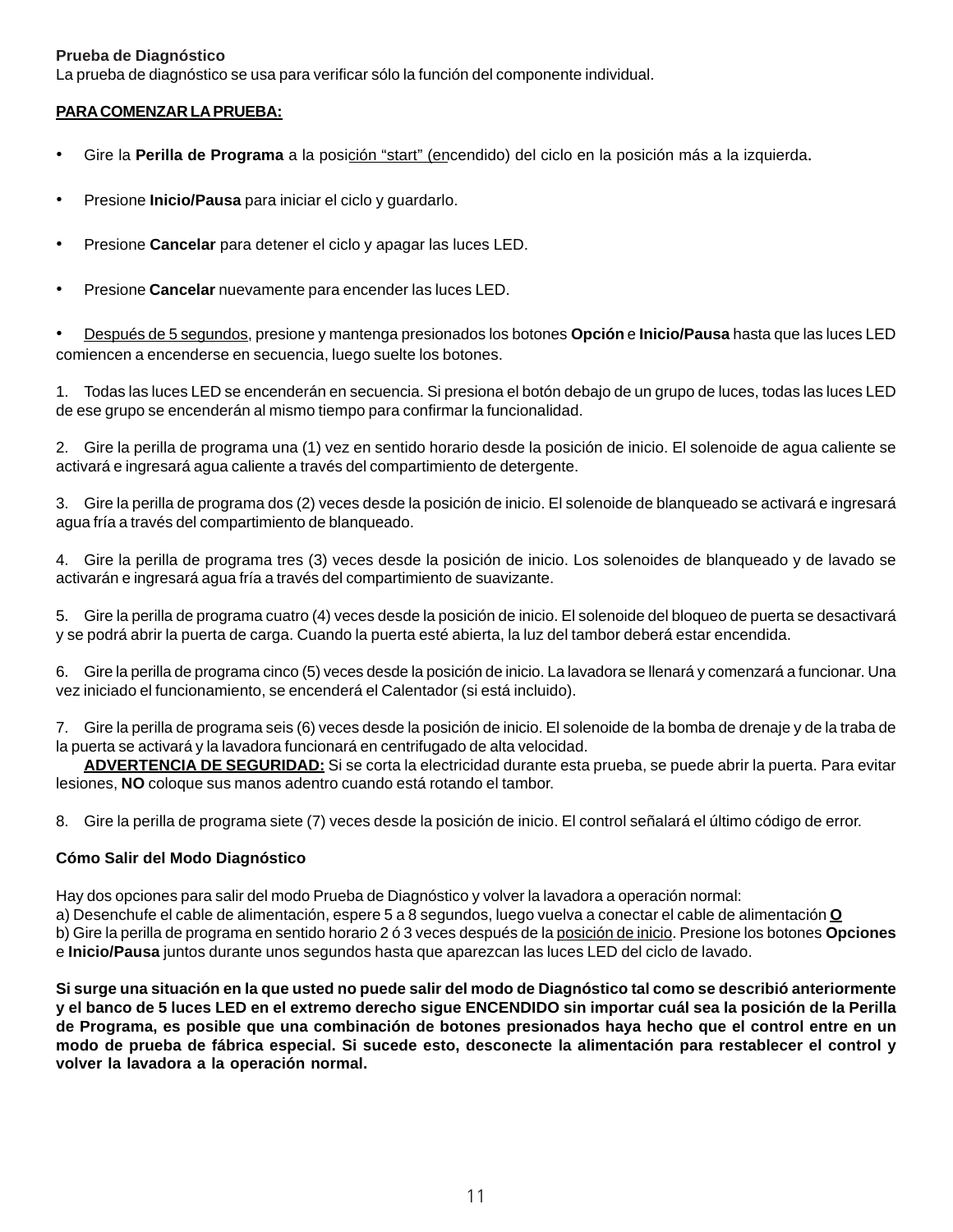**Prueba de Diagnóstico**
La prueba de diagnóstico se usa para verificar sólo la función del componente individual.

**PARA COMENZAR LA PRUEBA:**

- Gire la **Perilla de Programa** a la posición “start” (encendido) del ciclo en la posición más a la izquierda.
- Presione **Inicio/Pausa** para iniciar el ciclo y guardarlo.
- Presione **Cancelar** para detener el ciclo y apagar las luces LED.
- Presione **Cancelar** nuevamente para encender las luces LED.
- Después de 5 segundos, presione y mantenga presionados los botones **Opción** e **Inicio/Pausa** hasta que las luces LED comiencen a encenderse en secuencia, luego suelte los botones.

1. Todas las luces LED se encenderán en secuencia. Si presiona el botón debajo de un grupo de luces, todas las luces LED de ese grupo se encenderán al mismo tiempo para confirmar la funcionalidad.

2. Gire la perilla de programa una (1) vez en sentido horario desde la posición de inicio. El solenoide de agua caliente se activará e ingresará agua caliente a través del compartimiento de detergente.

3. Gire la perilla de programa dos (2) veces desde la posición de inicio. El solenoide de blanqueado se activará e ingresará agua fría a través del compartimiento de blanqueado.

4. Gire la perilla de programa tres (3) veces desde la posición de inicio. Los solenoides de blanqueado y de lavado se activarán e ingresará agua fría a través del compartimiento de suavizante.

5. Gire la perilla de programa cuatro (4) veces desde la posición de inicio. El solenoide del bloqueo de puerta se desactivará y se podrá abrir la puerta de carga. Cuando la puerta esté abierta, la luz del tambor deberá estar encendida.

6. Gire la perilla de programa cinco (5) veces desde la posición de inicio. La lavadora se llenará y comenzará a funcionar. Una vez iniciado el funcionamiento, se encenderá el Calentador (si está incluido).

7. Gire la perilla de programa seis (6) veces desde la posición de inicio. El solenoide de la bomba de drenaje y de la traba de la puerta se activará y la lavadora funcionará en centrifugado de alta velocidad.
   **ADVERTENCIA DE SEGURIDAD:** Si se corta la electricidad durante esta prueba, se puede abrir la puerta. Para evitar lesiones, **NO** coloque sus manos adentro cuando está rotando el tambor.

8. Gire la perilla de programa siete (7) veces desde la posición de inicio. El control señalará el último código de error.

**Cómo Salir del Modo Diagnóstico**

Hay dos opciones para salir del modo Prueba de Diagnóstico y volver la lavadora a operación normal:
a) Desenchufe el cable de alimentación, espere 5 a 8 segundos, luego vuelva a conectar el cable de alimentación **O**
b) Gire la perilla de programa en sentido horario 2 ó 3 veces después de la posición de inicio. Presione los botones **Opciones** e **Inicio/Pausa** juntos durante unos segundos hasta que aparezcan las luces LED del ciclo de lavado.

**Si surge una situación en la que usted no puede salir del modo de Diagnóstico tal como se describió anteriormente y el banco de 5 luces LED en el extremo derecho sigue ENCENDIDO sin importar cuál sea la posición de la Perilla de Programa, es posible que una combinación de botones presionados haya hecho que el control entre en un modo de prueba de fábrica especial. Si sucede esto, desconecte la alimentación para restablecer el control y volver la lavadora a la operación normal.**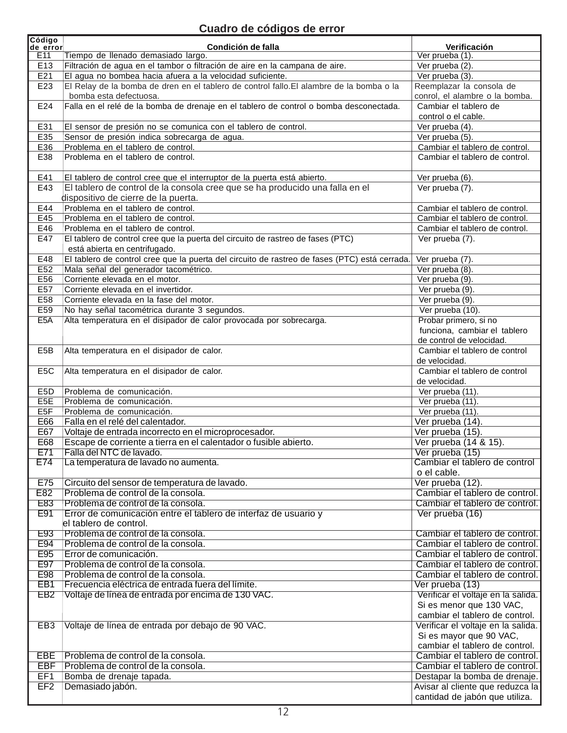## Cuadro de códigos de error

| Código de error | Condición de falla | Verificación |
|---|---|---|
| E11 | Tiempo de llenado demasiado largo. | Ver prueba (1). |
| E13 | Filtración de agua en el tambor o filtración de aire en la campana de aire. | Ver prueba (2). |
| E21 | El agua no bombea hacia afuera a la velocidad suficiente. | Ver prueba (3). |
| E23 | El Relay de la bomba de dren en el tablero de control fallo.El alambre de la bomba o la bomba esta defectuosa. | Reemplazar la consola de conrol, el alambre o la bomba. |
| E24 | Falla en el relé de la bomba de drenaje en el tablero de control o bomba desconectada. | Cambiar el tablero de control o el cable. |
| E31 | El sensor de presión no se comunica con el tablero de control. | Ver prueba (4). |
| E35 | Sensor de presión indica sobrecarga de agua. | Ver prueba (5). |
| E36 | Problema en el tablero de control. | Cambiar el tablero de control. |
| E38 | Problema en el tablero de control. | Cambiar el tablero de control. |
| E41 | El tablero de control cree que el interruptor de la puerta está abierto. | Ver prueba (6). |
| E43 | El tablero de control de la consola cree que se ha producido una falla en el dispositivo de cierre de la puerta. | Ver prueba (7). |
| E44 | Problema en el tablero de control. | Cambiar el tablero de control. |
| E45 | Problema en el tablero de control. | Cambiar el tablero de control. |
| E46 | Problema en el tablero de control. | Cambiar el tablero de control. |
| E47 | El tablero de control cree que la puerta del circuito de rastreo de fases (PTC) está abierta en centrifugado. | Ver prueba (7). |
| E48 | El tablero de control cree que la puerta del circuito de rastreo de fases (PTC) está cerrada. | Ver prueba (7). |
| E52 | Mala señal del generador tacométrico. | Ver prueba (8). |
| E56 | Corriente elevada en el motor. | Ver prueba (9). |
| E57 | Corriente elevada en el invertidor. | Ver prueba (9). |
| E58 | Corriente elevada en la fase del motor. | Ver prueba (9). |
| E59 | No hay señal tacométrica durante 3 segundos. | Ver prueba (10). |
| E5A | Alta temperatura en el disipador de calor provocada por sobrecarga. | Probar primero, si no funciona, cambiar el tablero de control de velocidad. |
| E5B | Alta temperatura en el disipador de calor. | Cambiar el tablero de control de velocidad. |
| E5C | Alta temperatura en el disipador de calor. | Cambiar el tablero de control de velocidad. |
| E5D | Problema de comunicación. | Ver prueba (11). |
| E5E | Problema de comunicación. | Ver prueba (11). |
| E5F | Problema de comunicación. | Ver prueba (11). |
| E66 | Falla en el relé del calentador. | Ver prueba (14). |
| E67 | Voltaje de entrada incorrecto en el microprocesador. | Ver prueba (15). |
| E68 | Escape de corriente a tierra en el calentador o fusible abierto. | Ver prueba (14 & 15). |
| E71 | Falla del NTC de lavado. | Ver prueba (15) |
| E74 | La temperatura de lavado no aumenta. | Cambiar el tablero de control o el cable. |
| E75 | Circuito del sensor de temperatura de lavado. | Ver prueba (12). |
| E82 | Problema de control de la consola. | Cambiar el tablero de control. |
| E83 | Problema de control de la consola. | Cambiar el tablero de control. |
| E91 | Error de comunicación entre el tablero de interfaz de usuario y el tablero de control. | Ver prueba (16) |
| E93 | Problema de control de la consola. | Cambiar el tablero de control. |
| E94 | Problema de control de la consola. | Cambiar el tablero de control. |
| E95 | Error de comunicación. | Cambiar el tablero de control. |
| E97 | Problema de control de la consola. | Cambiar el tablero de control. |
| E98 | Problema de control de la consola. | Cambiar el tablero de control. |
| EB1 | Frecuencia eléctrica de entrada fuera del límite. | Ver prueba (13) |
| EB2 | Voltaje de línea de entrada por encima de 130 VAC. | Verificar el voltaje en la salida. Si es menor que 130 VAC, cambiar el tablero de control. |
| EB3 | Voltaje de línea de entrada por debajo de 90 VAC. | Verificar el voltaje en la salida. Si es mayor que 90 VAC, cambiar el tablero de control. |
| EBE | Problema de control de la consola. | Cambiar el tablero de control. |
| EBF | Problema de control de la consola. | Cambiar el tablero de control. |
| EF1 | Bomba de drenaje tapada. | Destapar la bomba de drenaje. |
| EF2 | Demasiado jabón. | Avisar al cliente que reduzca la cantidad de jabón que utiliza. |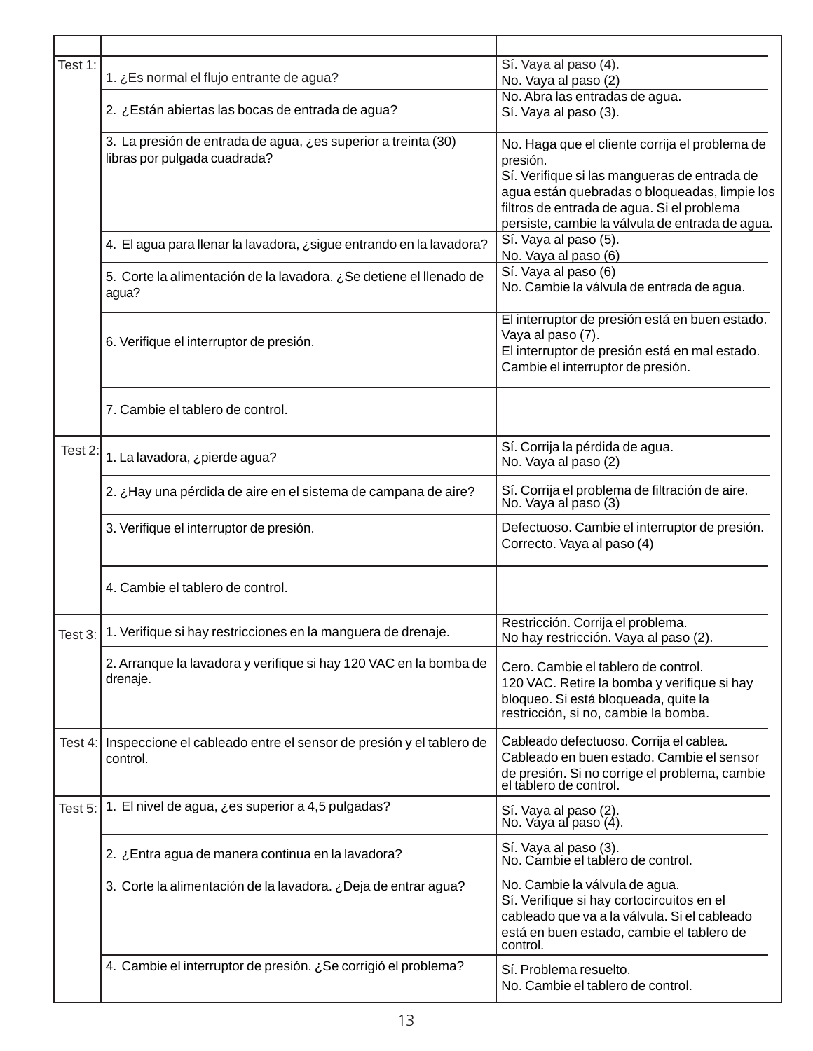| | | |
|---|---|---|
| Test 1: | 1. ¿Es normal el flujo entrante de agua? | Sí. Vaya al paso (4).<br>No. Vaya al paso (2) |
| | 2. ¿Están abiertas las bocas de entrada de agua? | No. Abra las entradas de agua.<br>Sí. Vaya al paso (3). |
| | 3. La presión de entrada de agua, ¿es superior a treinta (30) libras por pulgada cuadrada? | No. Haga que el cliente corrija el problema de presión.<br>Sí. Verifique si las mangueras de entrada de agua están quebradas o bloqueadas, limpie los filtros de entrada de agua. Si el problema persiste, cambie la válvula de entrada de agua. |
| | 4. El agua para llenar la lavadora, ¿sigue entrando en la lavadora? | Sí. Vaya al paso (5).<br>No. Vaya al paso (6) |
| | 5. Corte la alimentación de la lavadora. ¿Se detiene el llenado de agua? | Sí. Vaya al paso (6)<br>No. Cambie la válvula de entrada de agua. |
| | 6. Verifique el interruptor de presión. | El interruptor de presión está en buen estado. Vaya al paso (7).<br>El interruptor de presión está en mal estado. Cambie el interruptor de presión. |
| | 7. Cambie el tablero de control. | |
| Test 2: | 1. La lavadora, ¿pierde agua? | Sí. Corrija la pérdida de agua.<br>No. Vaya al paso (2) |
| | 2. ¿Hay una pérdida de aire en el sistema de campana de aire? | Sí. Corrija el problema de filtración de aire.<br>No. Vaya al paso (3) |
| | 3. Verifique el interruptor de presión. | Defectuoso. Cambie el interruptor de presión.<br>Correcto. Vaya al paso (4) |
| | 4. Cambie el tablero de control. | |
| Test 3: | 1. Verifique si hay restricciones en la manguera de drenaje. | Restricción. Corrija el problema.<br>No hay restricción. Vaya al paso (2). |
| | 2. Arranque la lavadora y verifique si hay 120 VAC en la bomba de drenaje. | Cero. Cambie el tablero de control.<br>120 VAC. Retire la bomba y verifique si hay bloqueo. Si está bloqueada, quite la restricción, si no, cambie la bomba. |
| Test 4: | Inspeccione el cableado entre el sensor de presión y el tablero de control. | Cableado defectuoso. Corrija el cablea.<br>Cableado en buen estado. Cambie el sensor de presión. Si no corrige el problema, cambie el tablero de control. |
| Test 5: | 1. El nivel de agua, ¿es superior a 4,5 pulgadas? | Sí. Vaya al paso (2).<br>No. Vaya al paso (4). |
| | 2. ¿Entra agua de manera continua en la lavadora? | Sí. Vaya al paso (3).<br>No. Cambie el tablero de control. |
| | 3. Corte la alimentación de la lavadora. ¿Deja de entrar agua? | No. Cambie la válvula de agua.<br>Sí. Verifique si hay cortocircuitos en el cableado que va a la válvula. Si el cableado está en buen estado, cambie el tablero de control. |
| | 4. Cambie el interruptor de presión. ¿Se corrigió el problema? | Sí. Problema resuelto.<br>No. Cambie el tablero de control. |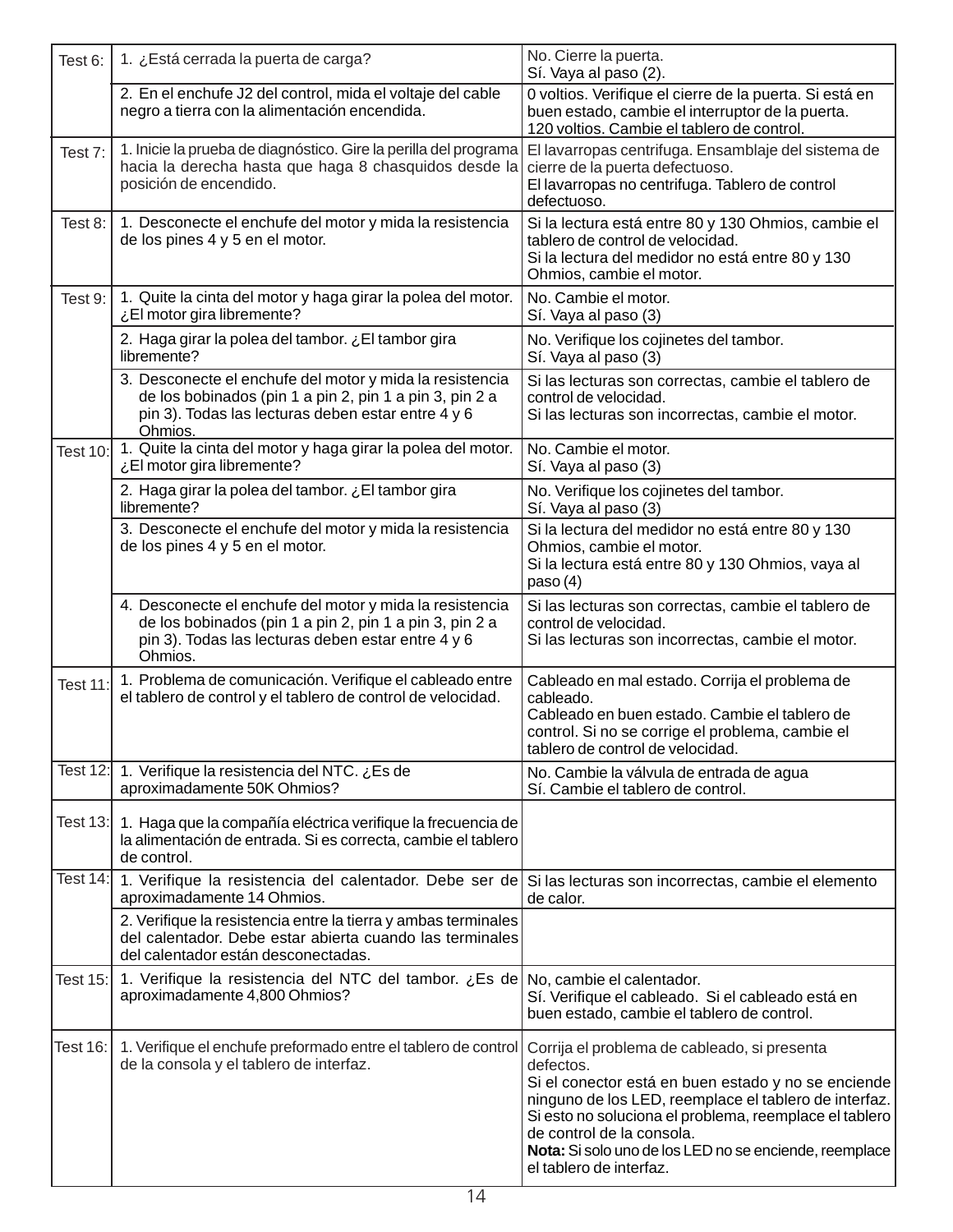| | | |
|---|---|---|
| Test 6: | 1. ¿Está cerrada la puerta de carga? | No. Cierre la puerta.<br>Sí. Vaya al paso (2). |
| | 2. En el enchufe J2 del control, mida el voltaje del cable negro a tierra con la alimentación encendida. | 0 voltios. Verifique el cierre de la puerta. Si está en buen estado, cambie el interruptor de la puerta.<br>120 voltios. Cambie el tablero de control. |
| Test 7: | 1. Inicie la prueba de diagnóstico. Gire la perilla del programa hacia la derecha hasta que haga 8 chasquidos desde la posición de encendido. | El lavarropas centrifuga. Ensamblaje del sistema de cierre de la puerta defectuoso.<br>El lavarropas no centrifuga. Tablero de control defectuoso. |
| Test 8: | 1. Desconecte el enchufe del motor y mida la resistencia de los pines 4 y 5 en el motor. | Si la lectura está entre 80 y 130 Ohmios, cambie el tablero de control de velocidad.<br>Si la lectura del medidor no está entre 80 y 130 Ohmios, cambie el motor. |
| Test 9: | 1. Quite la cinta del motor y haga girar la polea del motor. ¿El motor gira libremente? | No. Cambie el motor.<br>Sí. Vaya al paso (3) |
| | 2. Haga girar la polea del tambor. ¿El tambor gira libremente? | No. Verifique los cojinetes del tambor.<br>Sí. Vaya al paso (3) |
| | 3. Desconecte el enchufe del motor y mida la resistencia de los bobinados (pin 1 a pin 2, pin 1 a pin 3, pin 2 a pin 3). Todas las lecturas deben estar entre 4 y 6 Ohmios. | Si las lecturas son correctas, cambie el tablero de control de velocidad.<br>Si las lecturas son incorrectas, cambie el motor. |
| Test 10: | 1. Quite la cinta del motor y haga girar la polea del motor. ¿El motor gira libremente? | No. Cambie el motor.<br>Sí. Vaya al paso (3) |
| | 2. Haga girar la polea del tambor. ¿El tambor gira libremente? | No. Verifique los cojinetes del tambor.<br>Sí. Vaya al paso (3) |
| | 3. Desconecte el enchufe del motor y mida la resistencia de los pines 4 y 5 en el motor. | Si la lectura del medidor no está entre 80 y 130 Ohmios, cambie el motor.<br>Si la lectura está entre 80 y 130 Ohmios, vaya al paso (4) |
| | 4. Desconecte el enchufe del motor y mida la resistencia de los bobinados (pin 1 a pin 2, pin 1 a pin 3, pin 2 a pin 3). Todas las lecturas deben estar entre 4 y 6 Ohmios. | Si las lecturas son correctas, cambie el tablero de control de velocidad.<br>Si las lecturas son incorrectas, cambie el motor. |
| Test 11: | 1. Problema de comunicación. Verifique el cableado entre el tablero de control y el tablero de control de velocidad. | Cableado en mal estado. Corrija el problema de cableado.<br>Cableado en buen estado. Cambie el tablero de control. Si no se corrige el problema, cambie el tablero de control de velocidad. |
| Test 12: | 1. Verifique la resistencia del NTC. ¿Es de aproximadamente 50K Ohmios? | No. Cambie la válvula de entrada de agua<br>Sí. Cambie el tablero de control. |
| Test 13: | 1. Haga que la compañía eléctrica verifique la frecuencia de la alimentación de entrada. Si es correcta, cambie el tablero de control. | |
| Test 14: | 1. Verifique la resistencia del calentador. Debe ser de aproximadamente 14 Ohmios. | Si las lecturas son incorrectas, cambie el elemento de calor. |
| | 2. Verifique la resistencia entre la tierra y ambas terminales del calentador. Debe estar abierta cuando las terminales del calentador están desconectadas. | |
| Test 15: | 1. Verifique la resistencia del NTC del tambor. ¿Es de aproximadamente 4,800 Ohmios? | No, cambie el calentador.<br>Sí. Verifique el cableado. Si el cableado está en buen estado, cambie el tablero de control. |
| Test 16: | 1. Verifique el enchufe preformado entre el tablero de control de la consola y el tablero de interfaz. | Corrija el problema de cableado, si presenta defectos.<br>Si el conector está en buen estado y no se enciende ninguno de los LED, reemplace el tablero de interfaz. Si esto no soluciona el problema, reemplace el tablero de control de la consola.<br>**Nota:** Si solo uno de los LED no se enciende, reemplace el tablero de interfaz. |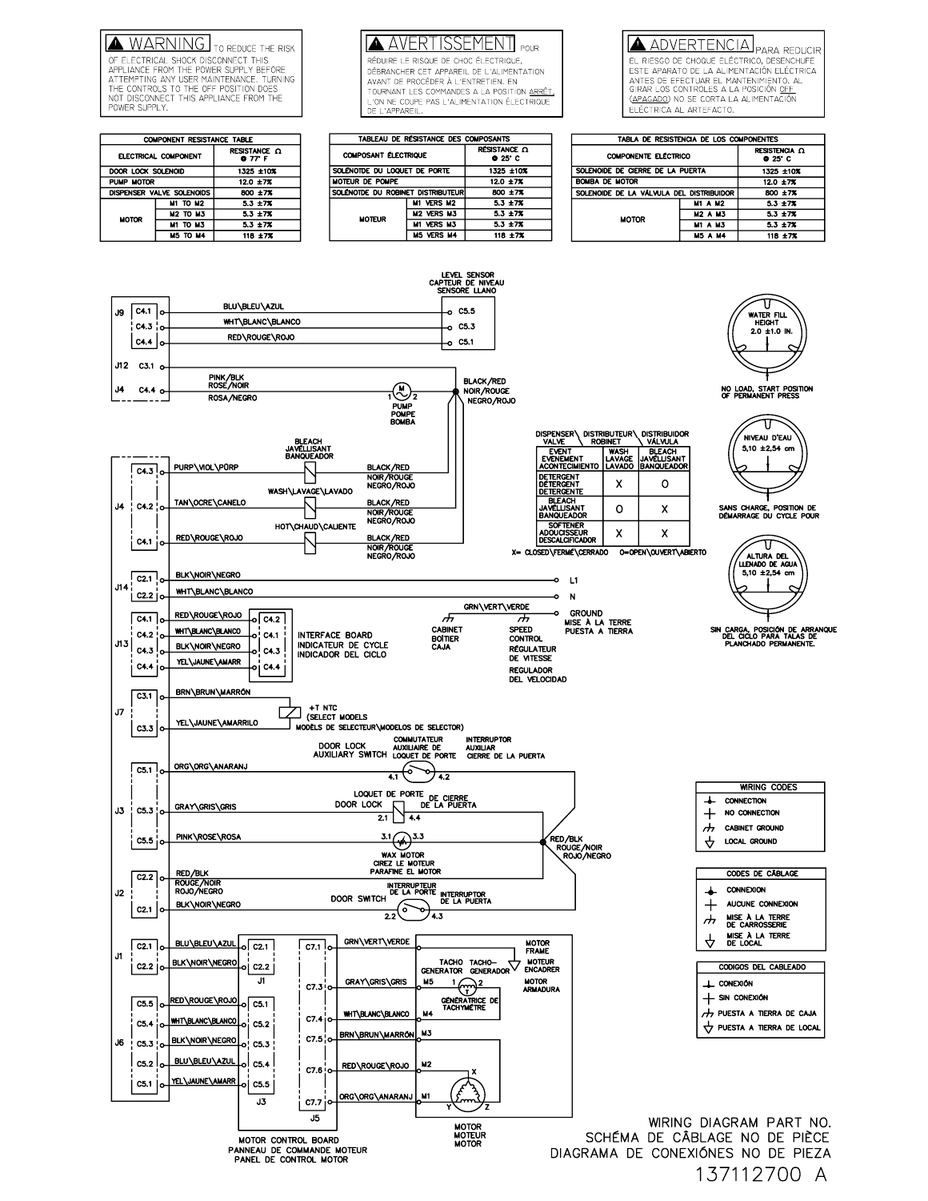**⚠ WARNING** TO REDUCE THE RISK OF ELECTRICAL SHOCK DISCONNECT THIS APPLIANCE FROM THE POWER SUPPLY BEFORE ATTEMPTING ANY USER MAINTENANCE. TURNING THE CONTROLS TO THE OFF POSITION DOES NOT DISCONNECT THIS APPLIANCE FROM THE POWER SUPPLY.

**⚠ AVERTISSEMENT** POUR RÉDUIRE LE RISQUE DE CHOC ÉLECTRIQUE, DÉBRANCHER CET APPAREIL DE L'ALIMENTATION AVANT DE PROCÉDER À L'ENTRETIEN. EN TOURNANT LES COMMANDES À LA POSITION ARRÊT, L'ON NE COUPE PAS L'ALIMENTATION ÉLECTRIQUE DE L'APPAREIL.

**⚠ ADVERTENCIA** PARA REDUCIR EL RIESGO DE CHOQUE ELÉCTRICO, DESENCHUFE ESTE APARATO DE LA ALIMENTACIÓN ELÉCTRICA ANTES DE EFECTUAR EL MANTENIMIENTO. AL GIRAR LOS CONTROLES A LA POSICIÓN OFF (APAGADO) NO SE CORTA LA ALIMENTACIÓN ELÉCTRICA AL ARTEFACTO.

**COMPONENT RESISTANCE TABLE**

| ELECTRICAL COMPONENT | | RESISTANCE Ω @ 77° F |
|---|---|---|
| DOOR LOCK SOLENOID | | 1325 ±10% |
| PUMP MOTOR | | 12.0 ±7% |
| DISPENSER VALVE SOLENOIDS | | 800 ±7% |
| MOTOR | M1 TO M2 | 5.3 ±7% |
| | M2 TO M3 | 5.3 ±7% |
| | M1 TO M3 | 5.3 ±7% |
| | M5 TO M4 | 118 ±7% |

**TABLEAU DE RÉSISTANCE DES COMPOSANTS**

| COMPOSANT ÉLECTRIQUE | | RÉSISTANCE Ω @ 25° C |
|---|---|---|
| SOLÉNOÏDE DU LOQUET DE PORTE | | 1325 ±10% |
| MOTEUR DE POMPE | | 12.0 ±7% |
| SOLÉNOÏDE DU ROBINET DISTRIBUTEUR | | 800 ±7% |
| MOTEUR | M1 VERS M2 | 5.3 ±7% |
| | M2 VERS M3 | 5.3 ±7% |
| | M1 VERS M3 | 5.3 ±7% |
| | M5 VERS M4 | 118 ±7% |

**TABLA DE RESISTENCIA DE LOS COMPONENTES**

| COMPONENTE ELÉCTRICO | | RESISTENCIA Ω @ 25° C |
|---|---|---|
| SOLENOIDE DE CIERRE DE LA PUERTA | | 1325 ±10% |
| BOMBA DE MOTOR | | 12.0 ±7% |
| SOLENOIDE DE LA VÁLVULA DEL DISTRIBUIDOR | | 800 ±7% |
| MOTOR | M1 A M2 | 5.3 ±7% |
| | M2 A M3 | 5.3 ±7% |
| | M1 A M3 | 5.3 ±7% |
| | M5 A M4 | 118 ±7% |

**DISPENSER VALVE \ DISTRIBUTEUR ROBINET \ DISTRIBUIDOR VÁLVULA**

| EVENT / ÉVÉNEMENT / ACONTECIMIENTO | WASH / LAVAGE / LAVADO | BLEACH / JAVELLISANT / BANQUEADOR |
|---|---|---|
| DETERGENT / DÉTERGENT / DETERGENTE | X | O |
| BLEACH / JAVELLISANT / BANQUEADOR | O | X |
| SOFTENER / ADOUCISSEUR / DESCALCIFICADOR | X | X |

X= CLOSED\FERMÉ\CERRADO  O=OPEN\OUVERT\ABIERTO

WATER FILL HEIGHT 2.0 ±1.0 IN. — NO LOAD, START POSITION OF PERMANENT PRESS

NIVEAU D'EAU 5,10 ±2,54 cm — SANS CHARGE, POSITION DE DÉMARRAGE DU CYCLE POUR

ALTURA DEL LLENADO DE AGUA 5,10 ±2,54 cm — SIN CARGA, POSICIÓN DE ARRANQUE DEL CICLO PARA TALAS DE PLANCHADO PERMANENTE.

**WIRING CODES**
- CONNECTION
- NO CONNECTION
- CABINET GROUND
- LOCAL GROUND

**CODES DE CÂBLAGE**
- CONNEXION
- AUCUNE CONNEXION
- MISE À LA TERRE DE CARROSSERIE
- MISE À LA TERRE DE LOCAL

**CODIGOS DEL CABLEADO**
- CONEXIÓN
- SIN CONEXIÓN
- PUESTA A TIERRA DE CAJA
- PUESTA A TIERRA DE LOCAL

WIRING DIAGRAM PART NO.
SCHÉMA DE CÂBLAGE NO DE PIÈCE
DIAGRAMA DE CONEXIÓNES NO DE PIEZA
137112700 A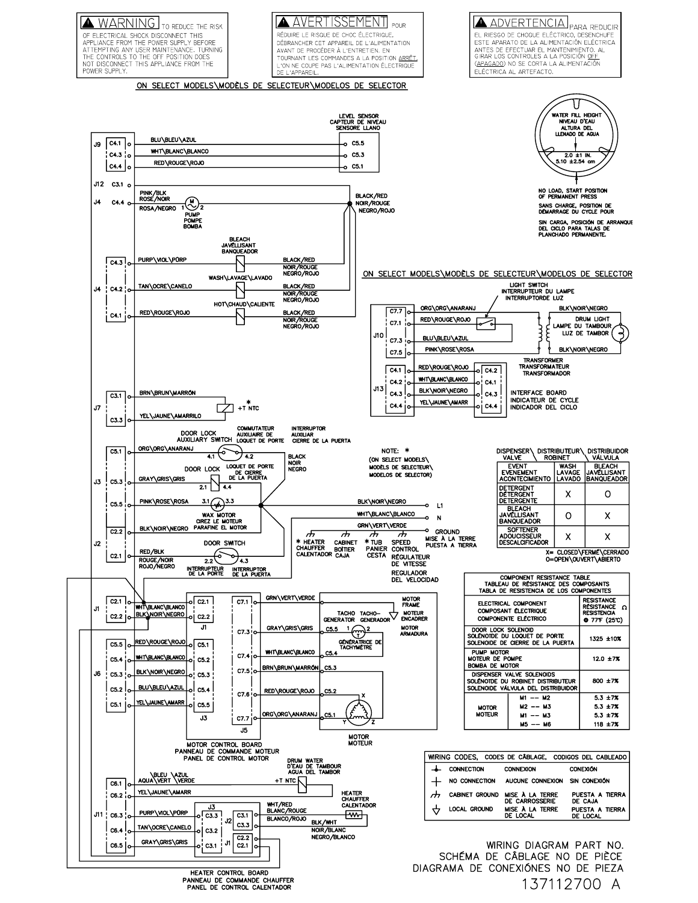**⚠ WARNING** TO REDUCE THE RISK OF ELECTRICAL SHOCK DISCONNECT THIS APPLIANCE FROM THE POWER SUPPLY BEFORE ATTEMPTING ANY USER MAINTENANCE. TURNING THE CONTROLS TO THE OFF POSITION DOES NOT DISCONNECT THIS APPLIANCE FROM THE POWER SUPPLY.

**⚠ AVERTISSEMENT** POUR RÉDUIRE LE RISQUE DE CHOC ÉLECTRIQUE, DÉBRANCHER CET APPAREIL DE L'ALIMENTATION AVANT DE PROCÉDER À L'ENTRETIEN. EN TOURNANT LES COMMANDES À LA POSITION ARRÊT, L'ON NE COUPE PAS L'ALIMENTATION ÉLECTRIQUE DE L'APPAREIL.

**⚠ ADVERTENCIA** PARA REDUCIR EL RIESGO DE CHOQUE ELÉCTRICO, DESENCHUFE ESTE APARATO DE LA ALIMENTACIÓN ELÉCTRICA ANTES DE EFECTUAR EL MANTENIMIENTO. AL GIRAR LOS CONTROLES A LA POSICIÓN OFF (APAGADO) NO SE CORTA LA ALIMENTACIÓN ELÉCTRICA AL ARTEFACTO.

ON SELECT MODELS\MODÈLS DE SELECTEUR\MODELOS DE SELECTOR

LEVEL SENSOR
CAPTEUR DE NIVEAU
SENSORE LLANO

J9 C4.1 BLU\BLEU\AZUL C5.5
C4.3 WHT\BLANC\BLANCO C5.3
C4.4 RED\ROUGE\ROJO C5.1

J12 C3.1

J4 C4.4 PINK/BLK ROSE/NOIR ROSA/NEGRO
PUMP POMPE BOMBA
BLACK/RED NOIR/ROUGE NEGRO/ROJO

BLEACH JAVÉLLISANT BANQUEADOR
C4.3 PURP\VIOL\PÚRP — BLACK/RED NOIR/ROUGE NEGRO/ROJO
WASH\LAVAGE\LAVADO
J4 C4.2 TAN\OCRE\CANELO — BLACK/RED NOIR/ROUGE NEGRO/ROJO
HOT\CHAUD\CALIENTE
C4.1 RED\ROUGE\ROJO — BLACK/RED NOIR/ROUGE NEGRO/ROJO

J7 C3.1 BRN\BRUN\MARRÓN
C3.3 YEL\JAUNE\AMARRILO
* +T NTC

DOOR LOCK AUXILIARY SWITCH
COMMUTATEUR AUXILIAIRE DE LOQUET DE PORTE
INTERRUPTOR AUXILIAR CIERRE DE LA PUERTA

J3 C5.1 ORG\ORG\ANARANJ 4.1 4.2
BLACK NOIR NEGRO
DOOR LOCK
LOQUET DE PORTE DE CIERRE DE LA PUERTA
C5.3 GRAY\GRIS\GRIS 2.1 4.4
C5.5 PINK\ROSE\ROSA 3.1 3.3
WAX MOTOR CIREZ LE MOTEUR PARAFINE EL MOTOR

J2 C2.2 BLK\NOIR\NEGRO
DOOR SWITCH
C2.1 RED/BLK ROUGE/NOIR ROJO/NEGRO 2.2 4.3
INTERRUPTEUR DE LA PORTE
INTERRUPTOR DE LA PUERTA

NOTE: * (ON SELECT MODELS\ MODÈLS DE SELECTEUR\ MODELOS DE SELECTOR)

BLK\NOIR\NEGRO — L1
WHT\BLANC\BLANCO — N
GRN\VERT\VERDE — GROUND MISE À LA TERRE PUESTA A TIERRA

* HEATER CHAUFFER CALENTADOR
CABINET BOÎTIER CAJA
* TUB PANIER CESTA
SPEED CONTROL RÉGULATEUR DE VITESSE REGULADOR DEL VELOCIDAD

ON SELECT MODELS\MODÈLS DE SELECTEUR\MODELOS DE SELECTOR

LIGHT SWITCH
INTERRUPTEUR DU LAMPE
INTERRUPTORDE LUZ

J10 C7.7 ORG\ORG\ANARANJ
C7.1 RED\ROUGE\ROJO
C7.3 BLU\BLEU\AZUL
C7.5 PINK\ROSE\ROSA
BLK\NOIR\NEGRO
DRUM LIGHT LAMPE DU TAMBOUR LUZ DE TAMBOR
BLK\NOIR\NEGRO
TRANSFORMER TRANSFORMATEUR TRANSFORMADOR

J13 C4.1 RED\ROUGE\ROJO C4.2
C4.2 WHT\BLANC\BLANCO C4.1
C4.3 BLK\NOIR\NEGRO C4.3
C4.4 YEL\JAUNE\AMARR C4.4
INTERFACE BOARD
INDICATEUR DE CYCLE
INDICADOR DEL CICLO

WATER FILL HEIGHT
NIVEAU D'EAU
ALTURA DEL LLENADO DE AGUA
2.0 ±1 IN.
5.10 ±2.54 cm

NO LOAD, START POSITION OF PERMANENT PRESS
SANS CHARGE, POSITION DE DÉMARRAGE DU CYCLE POUR
SIN CARGA, POSICIÓN DE ARRANQUE DEL CICLO PARA TALAS DE PLANCHADO PERMANENTE.

| DISPENSER VALVE \ DISTRIBUTEUR ROBINET \ DISTRIBUIDOR VÁLVULA | | |
|---|---|---|
| EVENT / EVENEMENT / ACONTECIMIENTO | WASH / LAVAGE / LAVADO | BLEACH / JAVÉLLISANT / BANQUEADOR |
| DETERGENT / DÉTERGENT / DETERGENTE | X | O |
| BLEACH / JAVÉLLISANT / BANQUEADOR | O | X |
| SOFTENER / ADOUCISSEUR / DESCALCIFICADOR | X | X |

X= CLOSED\FERMÉ\CERRADO
O=OPEN\OUVERT\ABIERTO

| COMPONENT RESISTANCE TABLE / TABLEAU DE RÉSISTANCE DES COMPOSANTS / TABLA DE RESISTENCIA DE LOS COMPONENTES | | |
|---|---|---|
| ELECTRICAL COMPONENT / COMPOSANT ÉLECTRIQUE / COMPONENTE ELÉCTRICO | | RESISTANCE / RÉSISTANCE Ω / RESISTENCIA @ 77°F (25°C) |
| DOOR LOCK SOLENOID / SOLÉNOÏDE DU LOQUET DE PORTE / SOLENOIDE DE CIERRE DE LA PUERTA | | 1325 ±10% |
| PUMP MOTOR / MOTEUR DE POMPE / BOMBA DE MOTOR | | 12.0 ±7% |
| DISPENSER VALVE SOLENOIDS / SOLÉNOÏDE DU ROBINET DISTRIBUTEUR / SOLENOIDE VÁLVULA DEL DISTRIBUIDOR | | 800 ±7% |
| MOTOR / MOTEUR | M1 -- M2 | 5.3 ±7% |
| | M2 -- M3 | 5.3 ±7% |
| | M1 -- M3 | 5.3 ±7% |
| | M5 -- M6 | 118 ±7% |

J1 C2.1 WHT\BLANC\BLANCO C2.1
C2.2 BLK\NOIR\NEGRO C2.2

J6 C5.5 RED\ROUGE\ROJO C5.1
C5.4 WHT\BLANC\BLANCO C5.2
C5.3 BLK\NOIR\NEGRO C5.3
C5.2 BLU\BLEU\AZUL C5.4
C5.1 YEL\JAUNE\AMARR C5.5

J5 C7.1 GRN\VERT\VERDE — MOTOR FRAME MOTEUR ENCADRER
TACHO GENERATOR / TACHO-GENERADOR
C7.3 GRAY\GRIS\GRIS C5.5
GÉNÉRATRICE DE TACHYMÈTRE
C7.4 WHT\BLANC\BLANCO C5.4
MOTOR ARMADURA
C7.5 BRN\BRUN\MARRÓN C5.3
C7.6 RED\ROUGE\ROJO C5.2
C7.7 ORG\ORG\ANARANJ C5.1
MOTOR MOTEUR

MOTOR CONTROL BOARD
PANNEAU DE COMMANDE MOTEUR
PANEL DE CONTROL MOTOR

J11 C6.1 AQUA\BLEU VERT\AZUL VERDE
C6.2 YEL\JAUNE\AMARR
DRUM WATER D'EAU DE TAMBOUR AGUA DEL TAMBOR +T NTC
C6.3 PURP\VIOL\PÚRP C3.3
C6.4 TAN\OCRE\CANELO C3.2
C6.5 GRAY\GRIS\GRIS C3.1
J2 C3.1 C3.3 — WHT/RED BLANC/ROUGE BLANCO/ROJO
HEATER CHAUFFER CALENTADOR
J1 C2.2 C2.1 — BLK/WHT NOIR/BLANC NEGRO/BLANCO

HEATER CONTROL BOARD
PANNEAU DE COMMANDE CHAUFFER
PANEL DE CONTROL CALENTADOR

| WIRING CODES, CODES DE CÂBLAGE, CODIGOS DEL CABLEADO | | |
|---|---|---|
| CONNECTION | CONNEXION | CONEXIÓN |
| NO CONNECTION | AUCUNE CONNEXION | SIN CONEXIÓN |
| CABINET GROUND | MISE À LA TERRE DE CARROSSERIE | PUESTA A TIERRA DE CAJA |
| LOCAL GROUND | MISE À LA TERRE DE LOCAL | PUESTA A TIERRA DE LOCAL |

WIRING DIAGRAM PART NO.
SCHÉMA DE CÂBLAGE NO DE PIÈCE
DIAGRAMA DE CONEXIÓNES NO DE PIEZA
137112700 A